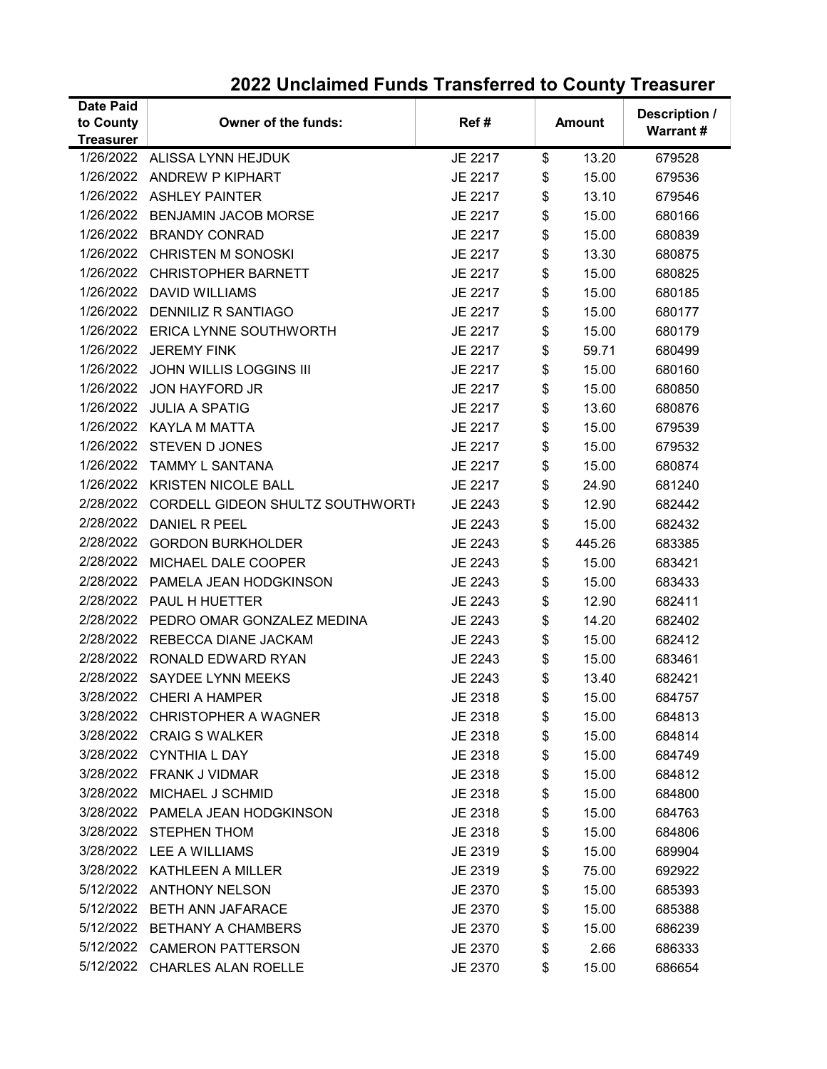# 2022 Unclaimed Funds Transferred to County Treasurer

| Date Paid to County Treasurer | Owner of the funds: | Ref # | Amount | Description / Warrant # |
|---|---|---|---|---|
| 1/26/2022 | ALISSA LYNN HEJDUK | JE 2217 | $ 13.20 | 679528 |
| 1/26/2022 | ANDREW P KIPHART | JE 2217 | $ 15.00 | 679536 |
| 1/26/2022 | ASHLEY PAINTER | JE 2217 | $ 13.10 | 679546 |
| 1/26/2022 | BENJAMIN JACOB MORSE | JE 2217 | $ 15.00 | 680166 |
| 1/26/2022 | BRANDY CONRAD | JE 2217 | $ 15.00 | 680839 |
| 1/26/2022 | CHRISTEN M SONOSKI | JE 2217 | $ 13.30 | 680875 |
| 1/26/2022 | CHRISTOPHER BARNETT | JE 2217 | $ 15.00 | 680825 |
| 1/26/2022 | DAVID WILLIAMS | JE 2217 | $ 15.00 | 680185 |
| 1/26/2022 | DENNILIZ R SANTIAGO | JE 2217 | $ 15.00 | 680177 |
| 1/26/2022 | ERICA LYNNE SOUTHWORTH | JE 2217 | $ 15.00 | 680179 |
| 1/26/2022 | JEREMY FINK | JE 2217 | $ 59.71 | 680499 |
| 1/26/2022 | JOHN WILLIS LOGGINS III | JE 2217 | $ 15.00 | 680160 |
| 1/26/2022 | JON HAYFORD JR | JE 2217 | $ 15.00 | 680850 |
| 1/26/2022 | JULIA A SPATIG | JE 2217 | $ 13.60 | 680876 |
| 1/26/2022 | KAYLA M MATTA | JE 2217 | $ 15.00 | 679539 |
| 1/26/2022 | STEVEN D JONES | JE 2217 | $ 15.00 | 679532 |
| 1/26/2022 | TAMMY L SANTANA | JE 2217 | $ 15.00 | 680874 |
| 1/26/2022 | KRISTEN NICOLE BALL | JE 2217 | $ 24.90 | 681240 |
| 2/28/2022 | CORDELL GIDEON SHULTZ SOUTHWORTH | JE 2243 | $ 12.90 | 682442 |
| 2/28/2022 | DANIEL R PEEL | JE 2243 | $ 15.00 | 682432 |
| 2/28/2022 | GORDON BURKHOLDER | JE 2243 | $ 445.26 | 683385 |
| 2/28/2022 | MICHAEL DALE COOPER | JE 2243 | $ 15.00 | 683421 |
| 2/28/2022 | PAMELA JEAN HODGKINSON | JE 2243 | $ 15.00 | 683433 |
| 2/28/2022 | PAUL H HUETTER | JE 2243 | $ 12.90 | 682411 |
| 2/28/2022 | PEDRO OMAR GONZALEZ MEDINA | JE 2243 | $ 14.20 | 682402 |
| 2/28/2022 | REBECCA DIANE JACKAM | JE 2243 | $ 15.00 | 682412 |
| 2/28/2022 | RONALD EDWARD RYAN | JE 2243 | $ 15.00 | 683461 |
| 2/28/2022 | SAYDEE LYNN MEEKS | JE 2243 | $ 13.40 | 682421 |
| 3/28/2022 | CHERI A HAMPER | JE 2318 | $ 15.00 | 684757 |
| 3/28/2022 | CHRISTOPHER A WAGNER | JE 2318 | $ 15.00 | 684813 |
| 3/28/2022 | CRAIG S WALKER | JE 2318 | $ 15.00 | 684814 |
| 3/28/2022 | CYNTHIA L DAY | JE 2318 | $ 15.00 | 684749 |
| 3/28/2022 | FRANK J VIDMAR | JE 2318 | $ 15.00 | 684812 |
| 3/28/2022 | MICHAEL J SCHMID | JE 2318 | $ 15.00 | 684800 |
| 3/28/2022 | PAMELA JEAN HODGKINSON | JE 2318 | $ 15.00 | 684763 |
| 3/28/2022 | STEPHEN THOM | JE 2318 | $ 15.00 | 684806 |
| 3/28/2022 | LEE A WILLIAMS | JE 2319 | $ 15.00 | 689904 |
| 3/28/2022 | KATHLEEN A MILLER | JE 2319 | $ 75.00 | 692922 |
| 5/12/2022 | ANTHONY NELSON | JE 2370 | $ 15.00 | 685393 |
| 5/12/2022 | BETH ANN JAFARACE | JE 2370 | $ 15.00 | 685388 |
| 5/12/2022 | BETHANY A CHAMBERS | JE 2370 | $ 15.00 | 686239 |
| 5/12/2022 | CAMERON PATTERSON | JE 2370 | $ 2.66 | 686333 |
| 5/12/2022 | CHARLES ALAN ROELLE | JE 2370 | $ 15.00 | 686654 |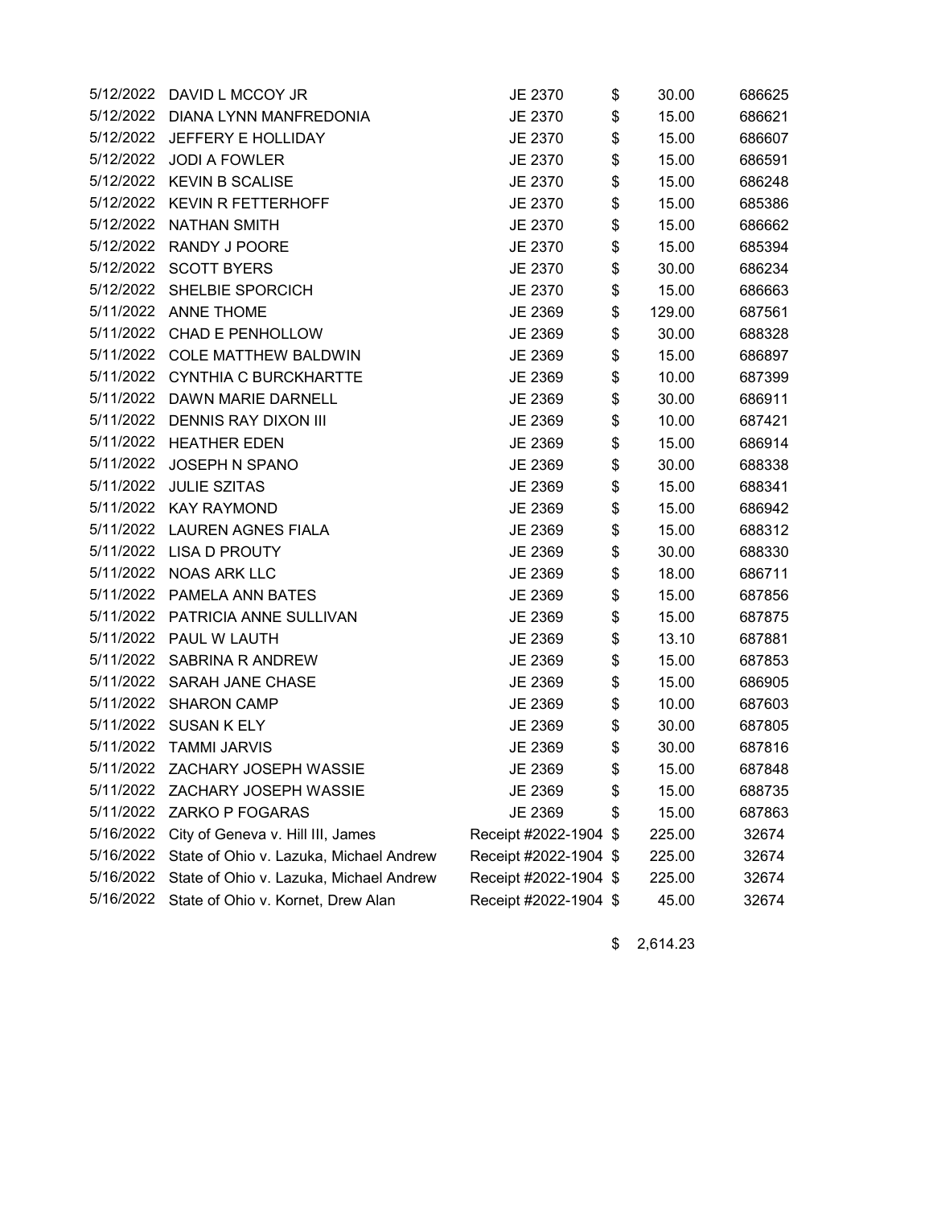| | | | | |
|---|---|---|---|---|
| 5/12/2022 | DAVID L MCCOY JR | JE 2370 | $ 30.00 | 686625 |
| 5/12/2022 | DIANA LYNN MANFREDONIA | JE 2370 | $ 15.00 | 686621 |
| 5/12/2022 | JEFFERY E HOLLIDAY | JE 2370 | $ 15.00 | 686607 |
| 5/12/2022 | JODI A FOWLER | JE 2370 | $ 15.00 | 686591 |
| 5/12/2022 | KEVIN B SCALISE | JE 2370 | $ 15.00 | 686248 |
| 5/12/2022 | KEVIN R FETTERHOFF | JE 2370 | $ 15.00 | 685386 |
| 5/12/2022 | NATHAN SMITH | JE 2370 | $ 15.00 | 686662 |
| 5/12/2022 | RANDY J POORE | JE 2370 | $ 15.00 | 685394 |
| 5/12/2022 | SCOTT BYERS | JE 2370 | $ 30.00 | 686234 |
| 5/12/2022 | SHELBIE SPORCICH | JE 2370 | $ 15.00 | 686663 |
| 5/11/2022 | ANNE THOME | JE 2369 | $ 129.00 | 687561 |
| 5/11/2022 | CHAD E PENHOLLOW | JE 2369 | $ 30.00 | 688328 |
| 5/11/2022 | COLE MATTHEW BALDWIN | JE 2369 | $ 15.00 | 686897 |
| 5/11/2022 | CYNTHIA C BURCKHARTTE | JE 2369 | $ 10.00 | 687399 |
| 5/11/2022 | DAWN MARIE DARNELL | JE 2369 | $ 30.00 | 686911 |
| 5/11/2022 | DENNIS RAY DIXON III | JE 2369 | $ 10.00 | 687421 |
| 5/11/2022 | HEATHER EDEN | JE 2369 | $ 15.00 | 686914 |
| 5/11/2022 | JOSEPH N SPANO | JE 2369 | $ 30.00 | 688338 |
| 5/11/2022 | JULIE SZITAS | JE 2369 | $ 15.00 | 688341 |
| 5/11/2022 | KAY RAYMOND | JE 2369 | $ 15.00 | 686942 |
| 5/11/2022 | LAUREN AGNES FIALA | JE 2369 | $ 15.00 | 688312 |
| 5/11/2022 | LISA D PROUTY | JE 2369 | $ 30.00 | 688330 |
| 5/11/2022 | NOAS ARK LLC | JE 2369 | $ 18.00 | 686711 |
| 5/11/2022 | PAMELA ANN BATES | JE 2369 | $ 15.00 | 687856 |
| 5/11/2022 | PATRICIA ANNE SULLIVAN | JE 2369 | $ 15.00 | 687875 |
| 5/11/2022 | PAUL W LAUTH | JE 2369 | $ 13.10 | 687881 |
| 5/11/2022 | SABRINA R ANDREW | JE 2369 | $ 15.00 | 687853 |
| 5/11/2022 | SARAH JANE CHASE | JE 2369 | $ 15.00 | 686905 |
| 5/11/2022 | SHARON CAMP | JE 2369 | $ 10.00 | 687603 |
| 5/11/2022 | SUSAN K ELY | JE 2369 | $ 30.00 | 687805 |
| 5/11/2022 | TAMMI JARVIS | JE 2369 | $ 30.00 | 687816 |
| 5/11/2022 | ZACHARY JOSEPH WASSIE | JE 2369 | $ 15.00 | 687848 |
| 5/11/2022 | ZACHARY JOSEPH WASSIE | JE 2369 | $ 15.00 | 688735 |
| 5/11/2022 | ZARKO P FOGARAS | JE 2369 | $ 15.00 | 687863 |
| 5/16/2022 | City of Geneva v. Hill III, James | Receipt #2022-1904 | $ 225.00 | 32674 |
| 5/16/2022 | State of Ohio v. Lazuka, Michael Andrew | Receipt #2022-1904 | $ 225.00 | 32674 |
| 5/16/2022 | State of Ohio v. Lazuka, Michael Andrew | Receipt #2022-1904 | $ 225.00 | 32674 |
| 5/16/2022 | State of Ohio v. Kornet, Drew Alan | Receipt #2022-1904 | $ 45.00 | 32674 |
| | | | $ 2,614.23 | |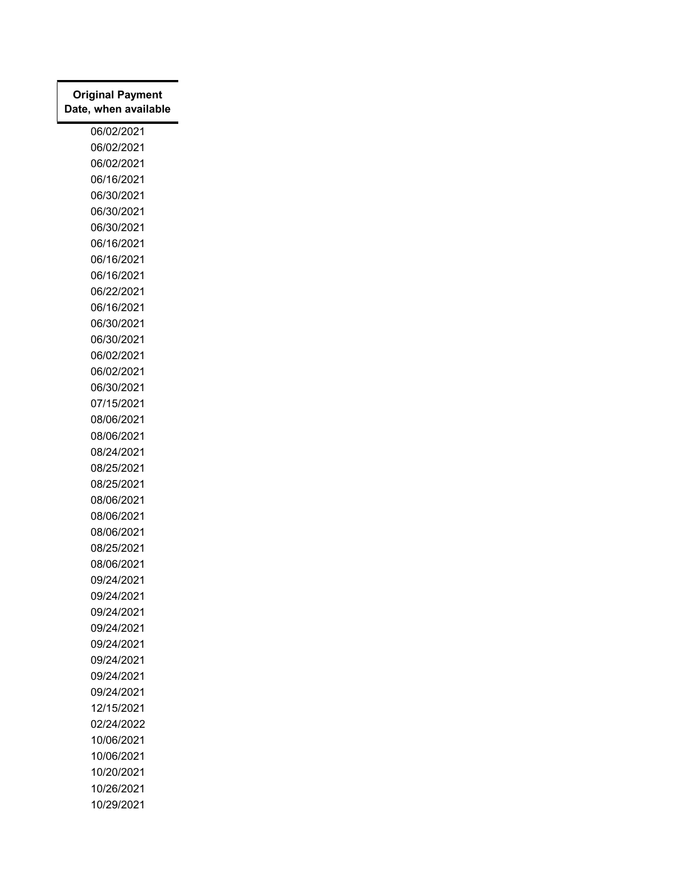| Original Payment Date, when available |
|---|
| 06/02/2021 |
| 06/02/2021 |
| 06/02/2021 |
| 06/16/2021 |
| 06/30/2021 |
| 06/30/2021 |
| 06/30/2021 |
| 06/16/2021 |
| 06/16/2021 |
| 06/16/2021 |
| 06/22/2021 |
| 06/16/2021 |
| 06/30/2021 |
| 06/30/2021 |
| 06/02/2021 |
| 06/02/2021 |
| 06/30/2021 |
| 07/15/2021 |
| 08/06/2021 |
| 08/06/2021 |
| 08/24/2021 |
| 08/25/2021 |
| 08/25/2021 |
| 08/06/2021 |
| 08/06/2021 |
| 08/06/2021 |
| 08/25/2021 |
| 08/06/2021 |
| 09/24/2021 |
| 09/24/2021 |
| 09/24/2021 |
| 09/24/2021 |
| 09/24/2021 |
| 09/24/2021 |
| 09/24/2021 |
| 09/24/2021 |
| 12/15/2021 |
| 02/24/2022 |
| 10/06/2021 |
| 10/06/2021 |
| 10/20/2021 |
| 10/26/2021 |
| 10/29/2021 |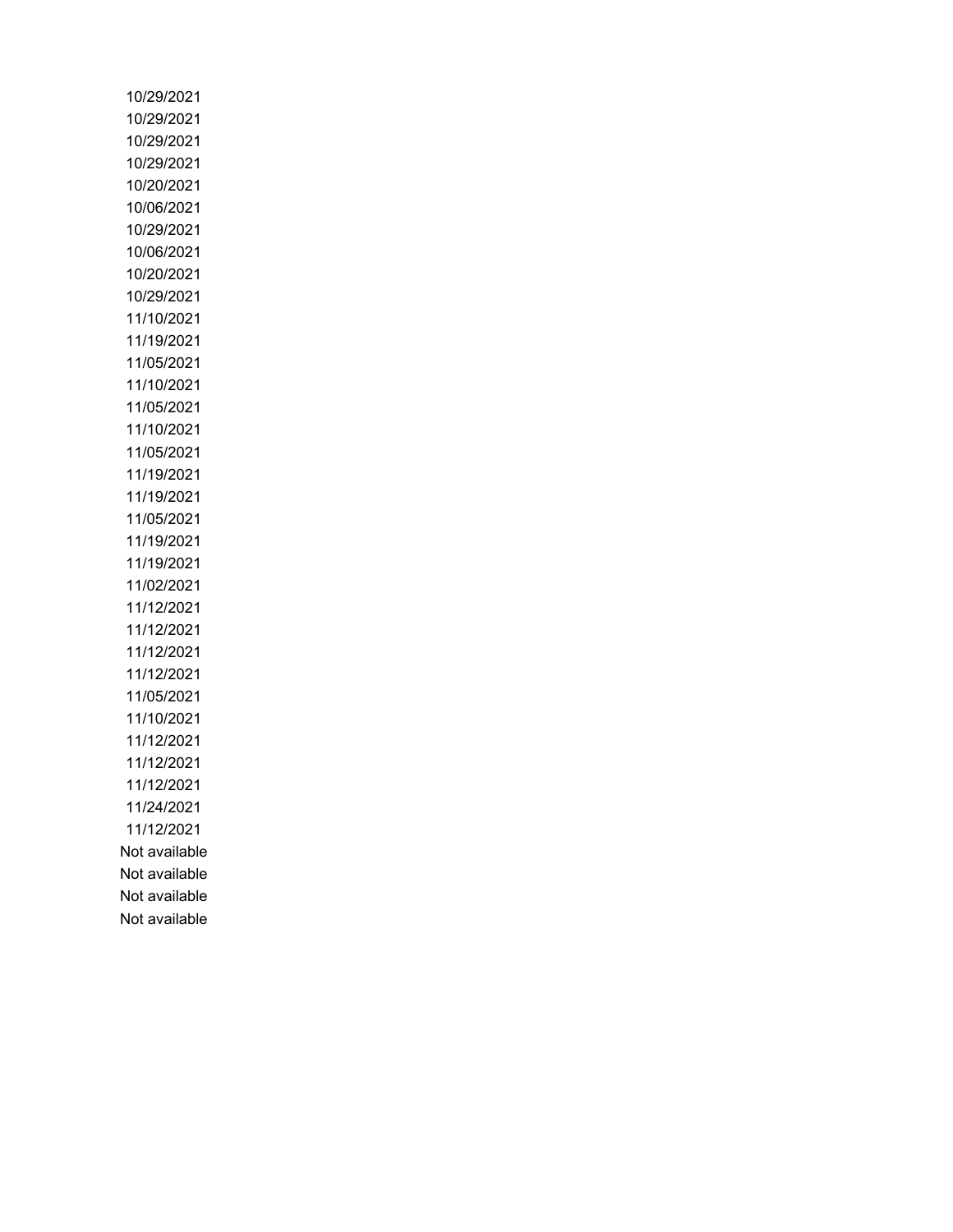10/29/2021
10/29/2021
10/29/2021
10/29/2021
10/20/2021
10/06/2021
10/29/2021
10/06/2021
10/20/2021
10/29/2021
11/10/2021
11/19/2021
11/05/2021
11/10/2021
11/05/2021
11/10/2021
11/05/2021
11/19/2021
11/19/2021
11/05/2021
11/19/2021
11/19/2021
11/02/2021
11/12/2021
11/12/2021
11/12/2021
11/12/2021
11/05/2021
11/10/2021
11/12/2021
11/12/2021
11/12/2021
11/24/2021
11/12/2021
Not available
Not available
Not available
Not available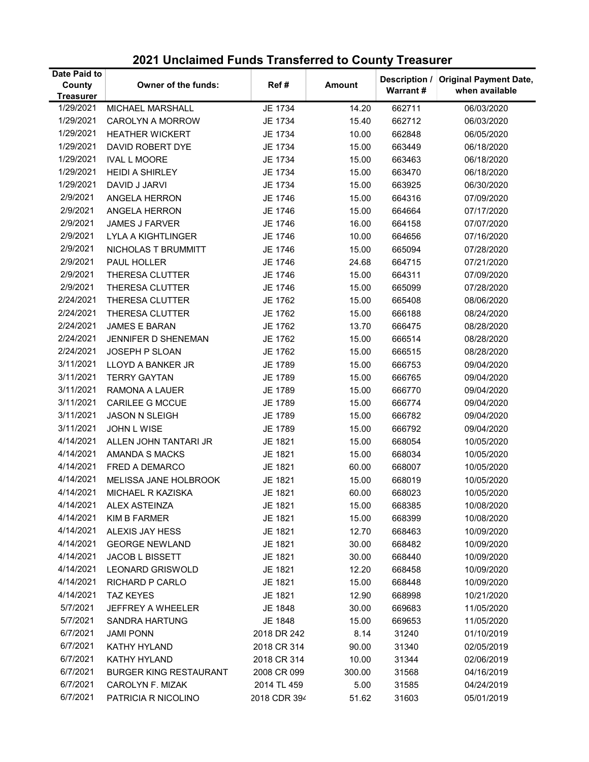## 2021 Unclaimed Funds Transferred to County Treasurer

| Date Paid to County Treasurer | Owner of the funds: | Ref # | Amount | Description / Warrant # | Original Payment Date, when available |
|---|---|---|---|---|---|
| 1/29/2021 | MICHAEL MARSHALL | JE 1734 | 14.20 | 662711 | 06/03/2020 |
| 1/29/2021 | CAROLYN A MORROW | JE 1734 | 15.40 | 662712 | 06/03/2020 |
| 1/29/2021 | HEATHER WICKERT | JE 1734 | 10.00 | 662848 | 06/05/2020 |
| 1/29/2021 | DAVID ROBERT DYE | JE 1734 | 15.00 | 663449 | 06/18/2020 |
| 1/29/2021 | IVAL L MOORE | JE 1734 | 15.00 | 663463 | 06/18/2020 |
| 1/29/2021 | HEIDI A SHIRLEY | JE 1734 | 15.00 | 663470 | 06/18/2020 |
| 1/29/2021 | DAVID J JARVI | JE 1734 | 15.00 | 663925 | 06/30/2020 |
| 2/9/2021 | ANGELA HERRON | JE 1746 | 15.00 | 664316 | 07/09/2020 |
| 2/9/2021 | ANGELA HERRON | JE 1746 | 15.00 | 664664 | 07/17/2020 |
| 2/9/2021 | JAMES J FARVER | JE 1746 | 16.00 | 664158 | 07/07/2020 |
| 2/9/2021 | LYLA A KIGHTLINGER | JE 1746 | 10.00 | 664656 | 07/16/2020 |
| 2/9/2021 | NICHOLAS T BRUMMITT | JE 1746 | 15.00 | 665094 | 07/28/2020 |
| 2/9/2021 | PAUL HOLLER | JE 1746 | 24.68 | 664715 | 07/21/2020 |
| 2/9/2021 | THERESA CLUTTER | JE 1746 | 15.00 | 664311 | 07/09/2020 |
| 2/9/2021 | THERESA CLUTTER | JE 1746 | 15.00 | 665099 | 07/28/2020 |
| 2/24/2021 | THERESA CLUTTER | JE 1762 | 15.00 | 665408 | 08/06/2020 |
| 2/24/2021 | THERESA CLUTTER | JE 1762 | 15.00 | 666188 | 08/24/2020 |
| 2/24/2021 | JAMES E BARAN | JE 1762 | 13.70 | 666475 | 08/28/2020 |
| 2/24/2021 | JENNIFER D SHENEMAN | JE 1762 | 15.00 | 666514 | 08/28/2020 |
| 2/24/2021 | JOSEPH P SLOAN | JE 1762 | 15.00 | 666515 | 08/28/2020 |
| 3/11/2021 | LLOYD A BANKER JR | JE 1789 | 15.00 | 666753 | 09/04/2020 |
| 3/11/2021 | TERRY GAYTAN | JE 1789 | 15.00 | 666765 | 09/04/2020 |
| 3/11/2021 | RAMONA A LAUER | JE 1789 | 15.00 | 666770 | 09/04/2020 |
| 3/11/2021 | CARILEE G MCCUE | JE 1789 | 15.00 | 666774 | 09/04/2020 |
| 3/11/2021 | JASON N SLEIGH | JE 1789 | 15.00 | 666782 | 09/04/2020 |
| 3/11/2021 | JOHN L WISE | JE 1789 | 15.00 | 666792 | 09/04/2020 |
| 4/14/2021 | ALLEN JOHN TANTARI JR | JE 1821 | 15.00 | 668054 | 10/05/2020 |
| 4/14/2021 | AMANDA S MACKS | JE 1821 | 15.00 | 668034 | 10/05/2020 |
| 4/14/2021 | FRED A DEMARCO | JE 1821 | 60.00 | 668007 | 10/05/2020 |
| 4/14/2021 | MELISSA JANE HOLBROOK | JE 1821 | 15.00 | 668019 | 10/05/2020 |
| 4/14/2021 | MICHAEL R KAZISKA | JE 1821 | 60.00 | 668023 | 10/05/2020 |
| 4/14/2021 | ALEX ASTEINZA | JE 1821 | 15.00 | 668385 | 10/08/2020 |
| 4/14/2021 | KIM B FARMER | JE 1821 | 15.00 | 668399 | 10/08/2020 |
| 4/14/2021 | ALEXIS JAY HESS | JE 1821 | 12.70 | 668463 | 10/09/2020 |
| 4/14/2021 | GEORGE NEWLAND | JE 1821 | 30.00 | 668482 | 10/09/2020 |
| 4/14/2021 | JACOB L BISSETT | JE 1821 | 30.00 | 668440 | 10/09/2020 |
| 4/14/2021 | LEONARD GRISWOLD | JE 1821 | 12.20 | 668458 | 10/09/2020 |
| 4/14/2021 | RICHARD P CARLO | JE 1821 | 15.00 | 668448 | 10/09/2020 |
| 4/14/2021 | TAZ KEYES | JE 1821 | 12.90 | 668998 | 10/21/2020 |
| 5/7/2021 | JEFFREY A WHEELER | JE 1848 | 30.00 | 669683 | 11/05/2020 |
| 5/7/2021 | SANDRA HARTUNG | JE 1848 | 15.00 | 669653 | 11/05/2020 |
| 6/7/2021 | JAMI PONN | 2018 DR 242 | 8.14 | 31240 | 01/10/2019 |
| 6/7/2021 | KATHY HYLAND | 2018 CR 314 | 90.00 | 31340 | 02/05/2019 |
| 6/7/2021 | KATHY HYLAND | 2018 CR 314 | 10.00 | 31344 | 02/06/2019 |
| 6/7/2021 | BURGER KING RESTAURANT | 2008 CR 099 | 300.00 | 31568 | 04/16/2019 |
| 6/7/2021 | CAROLYN F. MIZAK | 2014 TL 459 | 5.00 | 31585 | 04/24/2019 |
| 6/7/2021 | PATRICIA R NICOLINO | 2018 CDR 394 | 51.62 | 31603 | 05/01/2019 |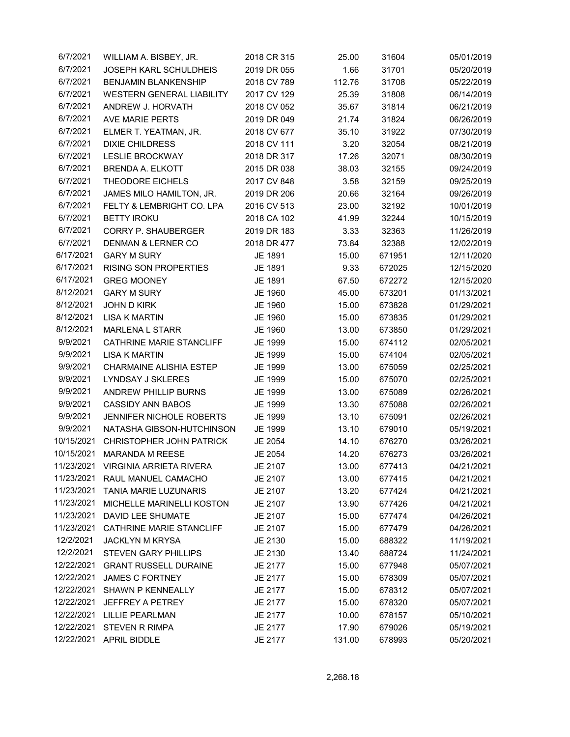| | | | | | |
|---|---|---|---|---|---|
| 6/7/2021 | WILLIAM A. BISBEY, JR. | 2018 CR 315 | 25.00 | 31604 | 05/01/2019 |
| 6/7/2021 | JOSEPH KARL SCHULDHEIS | 2019 DR 055 | 1.66 | 31701 | 05/20/2019 |
| 6/7/2021 | BENJAMIN BLANKENSHIP | 2018 CV 789 | 112.76 | 31708 | 05/22/2019 |
| 6/7/2021 | WESTERN GENERAL LIABILITY | 2017 CV 129 | 25.39 | 31808 | 06/14/2019 |
| 6/7/2021 | ANDREW J. HORVATH | 2018 CV 052 | 35.67 | 31814 | 06/21/2019 |
| 6/7/2021 | AVE MARIE PERTS | 2019 DR 049 | 21.74 | 31824 | 06/26/2019 |
| 6/7/2021 | ELMER T. YEATMAN, JR. | 2018 CV 677 | 35.10 | 31922 | 07/30/2019 |
| 6/7/2021 | DIXIE CHILDRESS | 2018 CV 111 | 3.20 | 32054 | 08/21/2019 |
| 6/7/2021 | LESLIE BROCKWAY | 2018 DR 317 | 17.26 | 32071 | 08/30/2019 |
| 6/7/2021 | BRENDA A. ELKOTT | 2015 DR 038 | 38.03 | 32155 | 09/24/2019 |
| 6/7/2021 | THEODORE EICHELS | 2017 CV 848 | 3.58 | 32159 | 09/25/2019 |
| 6/7/2021 | JAMES MILO HAMILTON, JR. | 2019 DR 206 | 20.66 | 32164 | 09/26/2019 |
| 6/7/2021 | FELTY & LEMBRIGHT CO. LPA | 2016 CV 513 | 23.00 | 32192 | 10/01/2019 |
| 6/7/2021 | BETTY IROKU | 2018 CA 102 | 41.99 | 32244 | 10/15/2019 |
| 6/7/2021 | CORRY P. SHAUBERGER | 2019 DR 183 | 3.33 | 32363 | 11/26/2019 |
| 6/7/2021 | DENMAN & LERNER CO | 2018 DR 477 | 73.84 | 32388 | 12/02/2019 |
| 6/17/2021 | GARY M SURY | JE 1891 | 15.00 | 671951 | 12/11/2020 |
| 6/17/2021 | RISING SON PROPERTIES | JE 1891 | 9.33 | 672025 | 12/15/2020 |
| 6/17/2021 | GREG MOONEY | JE 1891 | 67.50 | 672272 | 12/15/2020 |
| 8/12/2021 | GARY M SURY | JE 1960 | 45.00 | 673201 | 01/13/2021 |
| 8/12/2021 | JOHN D KIRK | JE 1960 | 15.00 | 673828 | 01/29/2021 |
| 8/12/2021 | LISA K MARTIN | JE 1960 | 15.00 | 673835 | 01/29/2021 |
| 8/12/2021 | MARLENA L STARR | JE 1960 | 13.00 | 673850 | 01/29/2021 |
| 9/9/2021 | CATHRINE MARIE STANCLIFF | JE 1999 | 15.00 | 674112 | 02/05/2021 |
| 9/9/2021 | LISA K MARTIN | JE 1999 | 15.00 | 674104 | 02/05/2021 |
| 9/9/2021 | CHARMAINE ALISHIA ESTEP | JE 1999 | 13.00 | 675059 | 02/25/2021 |
| 9/9/2021 | LYNDSAY J SKLERES | JE 1999 | 15.00 | 675070 | 02/25/2021 |
| 9/9/2021 | ANDREW PHILLIP BURNS | JE 1999 | 13.00 | 675089 | 02/26/2021 |
| 9/9/2021 | CASSIDY ANN BABOS | JE 1999 | 13.30 | 675088 | 02/26/2021 |
| 9/9/2021 | JENNIFER NICHOLE ROBERTS | JE 1999 | 13.10 | 675091 | 02/26/2021 |
| 9/9/2021 | NATASHA GIBSON-HUTCHINSON | JE 1999 | 13.10 | 679010 | 05/19/2021 |
| 10/15/2021 | CHRISTOPHER JOHN PATRICK | JE 2054 | 14.10 | 676270 | 03/26/2021 |
| 10/15/2021 | MARANDA M REESE | JE 2054 | 14.20 | 676273 | 03/26/2021 |
| 11/23/2021 | VIRGINIA ARRIETA RIVERA | JE 2107 | 13.00 | 677413 | 04/21/2021 |
| 11/23/2021 | RAUL MANUEL CAMACHO | JE 2107 | 13.00 | 677415 | 04/21/2021 |
| 11/23/2021 | TANIA MARIE LUZUNARIS | JE 2107 | 13.20 | 677424 | 04/21/2021 |
| 11/23/2021 | MICHELLE MARINELLI KOSTON | JE 2107 | 13.90 | 677426 | 04/21/2021 |
| 11/23/2021 | DAVID LEE SHUMATE | JE 2107 | 15.00 | 677474 | 04/26/2021 |
| 11/23/2021 | CATHRINE MARIE STANCLIFF | JE 2107 | 15.00 | 677479 | 04/26/2021 |
| 12/2/2021 | JACKLYN M KRYSA | JE 2130 | 15.00 | 688322 | 11/19/2021 |
| 12/2/2021 | STEVEN GARY PHILLIPS | JE 2130 | 13.40 | 688724 | 11/24/2021 |
| 12/22/2021 | GRANT RUSSELL DURAINE | JE 2177 | 15.00 | 677948 | 05/07/2021 |
| 12/22/2021 | JAMES C FORTNEY | JE 2177 | 15.00 | 678309 | 05/07/2021 |
| 12/22/2021 | SHAWN P KENNEALLY | JE 2177 | 15.00 | 678312 | 05/07/2021 |
| 12/22/2021 | JEFFREY A PETREY | JE 2177 | 15.00 | 678320 | 05/07/2021 |
| 12/22/2021 | LILLIE PEARLMAN | JE 2177 | 10.00 | 678157 | 05/10/2021 |
| 12/22/2021 | STEVEN R RIMPA | JE 2177 | 17.90 | 679026 | 05/19/2021 |
| 12/22/2021 | APRIL BIDDLE | JE 2177 | 131.00 | 678993 | 05/20/2021 |
| | | | 2,268.18 | | |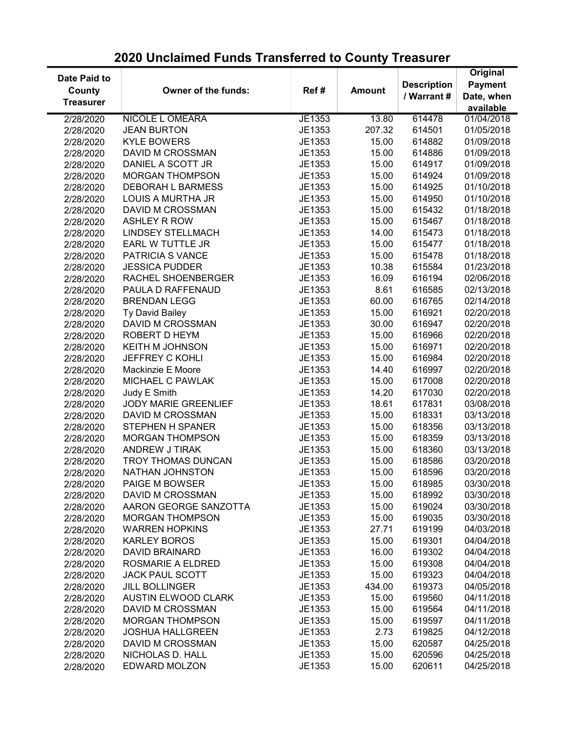## 2020 Unclaimed Funds Transferred to County Treasurer

| Date Paid to County Treasurer | Owner of the funds: | Ref # | Amount | Description / Warrant # | Original Payment Date, when available |
|---|---|---|---|---|---|
| 2/28/2020 | NICOLE L OMEARA | JE1353 | 13.80 | 614478 | 01/04/2018 |
| 2/28/2020 | JEAN BURTON | JE1353 | 207.32 | 614501 | 01/05/2018 |
| 2/28/2020 | KYLE BOWERS | JE1353 | 15.00 | 614882 | 01/09/2018 |
| 2/28/2020 | DAVID M CROSSMAN | JE1353 | 15.00 | 614886 | 01/09/2018 |
| 2/28/2020 | DANIEL A SCOTT JR | JE1353 | 15.00 | 614917 | 01/09/2018 |
| 2/28/2020 | MORGAN THOMPSON | JE1353 | 15.00 | 614924 | 01/09/2018 |
| 2/28/2020 | DEBORAH L BARMESS | JE1353 | 15.00 | 614925 | 01/10/2018 |
| 2/28/2020 | LOUIS A MURTHA JR | JE1353 | 15.00 | 614950 | 01/10/2018 |
| 2/28/2020 | DAVID M CROSSMAN | JE1353 | 15.00 | 615432 | 01/18/2018 |
| 2/28/2020 | ASHLEY R ROW | JE1353 | 15.00 | 615467 | 01/18/2018 |
| 2/28/2020 | LINDSEY STELLMACH | JE1353 | 14.00 | 615473 | 01/18/2018 |
| 2/28/2020 | EARL W TUTTLE JR | JE1353 | 15.00 | 615477 | 01/18/2018 |
| 2/28/2020 | PATRICIA S VANCE | JE1353 | 15.00 | 615478 | 01/18/2018 |
| 2/28/2020 | JESSICA PUDDER | JE1353 | 10.38 | 615584 | 01/23/2018 |
| 2/28/2020 | RACHEL SHOENBERGER | JE1353 | 16.09 | 616194 | 02/06/2018 |
| 2/28/2020 | PAULA D RAFFENAUD | JE1353 | 8.61 | 616585 | 02/13/2018 |
| 2/28/2020 | BRENDAN LEGG | JE1353 | 60.00 | 616765 | 02/14/2018 |
| 2/28/2020 | Ty David Bailey | JE1353 | 15.00 | 616921 | 02/20/2018 |
| 2/28/2020 | DAVID M CROSSMAN | JE1353 | 30.00 | 616947 | 02/20/2018 |
| 2/28/2020 | ROBERT D HEYM | JE1353 | 15.00 | 616966 | 02/20/2018 |
| 2/28/2020 | KEITH M JOHNSON | JE1353 | 15.00 | 616971 | 02/20/2018 |
| 2/28/2020 | JEFFREY C KOHLI | JE1353 | 15.00 | 616984 | 02/20/2018 |
| 2/28/2020 | Mackinzie E Moore | JE1353 | 14.40 | 616997 | 02/20/2018 |
| 2/28/2020 | MICHAEL C PAWLAK | JE1353 | 15.00 | 617008 | 02/20/2018 |
| 2/28/2020 | Judy E Smith | JE1353 | 14.20 | 617030 | 02/20/2018 |
| 2/28/2020 | JODY MARIE GREENLIEF | JE1353 | 18.61 | 617831 | 03/08/2018 |
| 2/28/2020 | DAVID M CROSSMAN | JE1353 | 15.00 | 618331 | 03/13/2018 |
| 2/28/2020 | STEPHEN H SPANER | JE1353 | 15.00 | 618356 | 03/13/2018 |
| 2/28/2020 | MORGAN THOMPSON | JE1353 | 15.00 | 618359 | 03/13/2018 |
| 2/28/2020 | ANDREW J TIRAK | JE1353 | 15.00 | 618360 | 03/13/2018 |
| 2/28/2020 | TROY THOMAS DUNCAN | JE1353 | 15.00 | 618586 | 03/20/2018 |
| 2/28/2020 | NATHAN JOHNSTON | JE1353 | 15.00 | 618596 | 03/20/2018 |
| 2/28/2020 | PAIGE M BOWSER | JE1353 | 15.00 | 618985 | 03/30/2018 |
| 2/28/2020 | DAVID M CROSSMAN | JE1353 | 15.00 | 618992 | 03/30/2018 |
| 2/28/2020 | AARON GEORGE SANZOTTA | JE1353 | 15.00 | 619024 | 03/30/2018 |
| 2/28/2020 | MORGAN THOMPSON | JE1353 | 15.00 | 619035 | 03/30/2018 |
| 2/28/2020 | WARREN HOPKINS | JE1353 | 27.71 | 619199 | 04/03/2018 |
| 2/28/2020 | KARLEY BOROS | JE1353 | 15.00 | 619301 | 04/04/2018 |
| 2/28/2020 | DAVID BRAINARD | JE1353 | 16.00 | 619302 | 04/04/2018 |
| 2/28/2020 | ROSMARIE A ELDRED | JE1353 | 15.00 | 619308 | 04/04/2018 |
| 2/28/2020 | JACK PAUL SCOTT | JE1353 | 15.00 | 619323 | 04/04/2018 |
| 2/28/2020 | JILL BOLLINGER | JE1353 | 434.00 | 619373 | 04/05/2018 |
| 2/28/2020 | AUSTIN ELWOOD CLARK | JE1353 | 15.00 | 619560 | 04/11/2018 |
| 2/28/2020 | DAVID M CROSSMAN | JE1353 | 15.00 | 619564 | 04/11/2018 |
| 2/28/2020 | MORGAN THOMPSON | JE1353 | 15.00 | 619597 | 04/11/2018 |
| 2/28/2020 | JOSHUA HALLGREEN | JE1353 | 2.73 | 619825 | 04/12/2018 |
| 2/28/2020 | DAVID M CROSSMAN | JE1353 | 15.00 | 620587 | 04/25/2018 |
| 2/28/2020 | NICHOLAS D. HALL | JE1353 | 15.00 | 620596 | 04/25/2018 |
| 2/28/2020 | EDWARD MOLZON | JE1353 | 15.00 | 620611 | 04/25/2018 |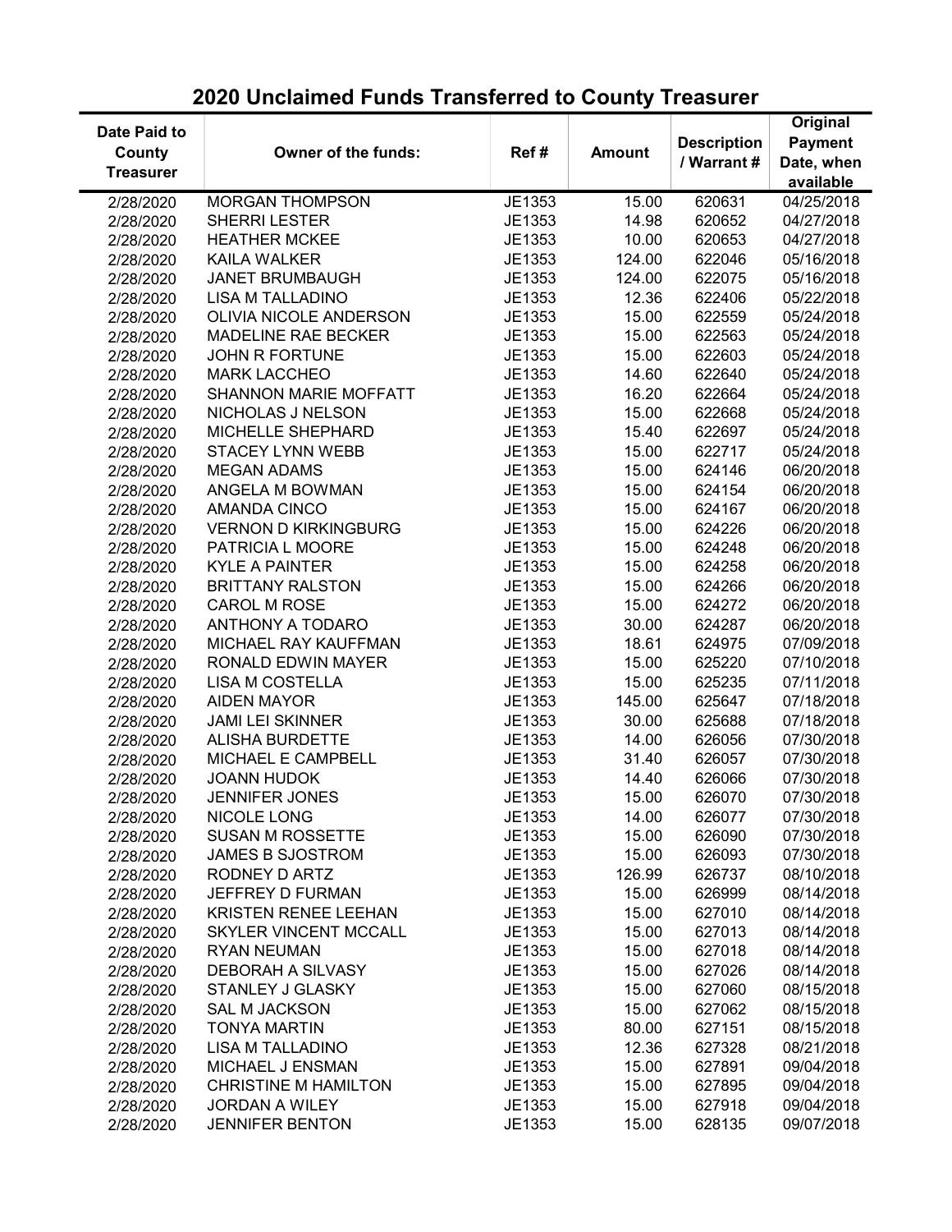# 2020 Unclaimed Funds Transferred to County Treasurer

| Date Paid to County Treasurer | Owner of the funds: | Ref # | Amount | Description / Warrant # | Original Payment Date, when available |
|---|---|---|---|---|---|
| 2/28/2020 | MORGAN THOMPSON | JE1353 | 15.00 | 620631 | 04/25/2018 |
| 2/28/2020 | SHERRI LESTER | JE1353 | 14.98 | 620652 | 04/27/2018 |
| 2/28/2020 | HEATHER MCKEE | JE1353 | 10.00 | 620653 | 04/27/2018 |
| 2/28/2020 | KAILA WALKER | JE1353 | 124.00 | 622046 | 05/16/2018 |
| 2/28/2020 | JANET BRUMBAUGH | JE1353 | 124.00 | 622075 | 05/16/2018 |
| 2/28/2020 | LISA M TALLADINO | JE1353 | 12.36 | 622406 | 05/22/2018 |
| 2/28/2020 | OLIVIA NICOLE ANDERSON | JE1353 | 15.00 | 622559 | 05/24/2018 |
| 2/28/2020 | MADELINE RAE BECKER | JE1353 | 15.00 | 622563 | 05/24/2018 |
| 2/28/2020 | JOHN R FORTUNE | JE1353 | 15.00 | 622603 | 05/24/2018 |
| 2/28/2020 | MARK LACCHEO | JE1353 | 14.60 | 622640 | 05/24/2018 |
| 2/28/2020 | SHANNON MARIE MOFFATT | JE1353 | 16.20 | 622664 | 05/24/2018 |
| 2/28/2020 | NICHOLAS J NELSON | JE1353 | 15.00 | 622668 | 05/24/2018 |
| 2/28/2020 | MICHELLE SHEPHARD | JE1353 | 15.40 | 622697 | 05/24/2018 |
| 2/28/2020 | STACEY LYNN WEBB | JE1353 | 15.00 | 622717 | 05/24/2018 |
| 2/28/2020 | MEGAN ADAMS | JE1353 | 15.00 | 624146 | 06/20/2018 |
| 2/28/2020 | ANGELA M BOWMAN | JE1353 | 15.00 | 624154 | 06/20/2018 |
| 2/28/2020 | AMANDA CINCO | JE1353 | 15.00 | 624167 | 06/20/2018 |
| 2/28/2020 | VERNON D KIRKINGBURG | JE1353 | 15.00 | 624226 | 06/20/2018 |
| 2/28/2020 | PATRICIA L MOORE | JE1353 | 15.00 | 624248 | 06/20/2018 |
| 2/28/2020 | KYLE A PAINTER | JE1353 | 15.00 | 624258 | 06/20/2018 |
| 2/28/2020 | BRITTANY RALSTON | JE1353 | 15.00 | 624266 | 06/20/2018 |
| 2/28/2020 | CAROL M ROSE | JE1353 | 15.00 | 624272 | 06/20/2018 |
| 2/28/2020 | ANTHONY A TODARO | JE1353 | 30.00 | 624287 | 06/20/2018 |
| 2/28/2020 | MICHAEL RAY KAUFFMAN | JE1353 | 18.61 | 624975 | 07/09/2018 |
| 2/28/2020 | RONALD EDWIN MAYER | JE1353 | 15.00 | 625220 | 07/10/2018 |
| 2/28/2020 | LISA M COSTELLA | JE1353 | 15.00 | 625235 | 07/11/2018 |
| 2/28/2020 | AIDEN MAYOR | JE1353 | 145.00 | 625647 | 07/18/2018 |
| 2/28/2020 | JAMI LEI SKINNER | JE1353 | 30.00 | 625688 | 07/18/2018 |
| 2/28/2020 | ALISHA BURDETTE | JE1353 | 14.00 | 626056 | 07/30/2018 |
| 2/28/2020 | MICHAEL E CAMPBELL | JE1353 | 31.40 | 626057 | 07/30/2018 |
| 2/28/2020 | JOANN HUDOK | JE1353 | 14.40 | 626066 | 07/30/2018 |
| 2/28/2020 | JENNIFER JONES | JE1353 | 15.00 | 626070 | 07/30/2018 |
| 2/28/2020 | NICOLE LONG | JE1353 | 14.00 | 626077 | 07/30/2018 |
| 2/28/2020 | SUSAN M ROSSETTE | JE1353 | 15.00 | 626090 | 07/30/2018 |
| 2/28/2020 | JAMES B SJOSTROM | JE1353 | 15.00 | 626093 | 07/30/2018 |
| 2/28/2020 | RODNEY D ARTZ | JE1353 | 126.99 | 626737 | 08/10/2018 |
| 2/28/2020 | JEFFREY D FURMAN | JE1353 | 15.00 | 626999 | 08/14/2018 |
| 2/28/2020 | KRISTEN RENEE LEEHAN | JE1353 | 15.00 | 627010 | 08/14/2018 |
| 2/28/2020 | SKYLER VINCENT MCCALL | JE1353 | 15.00 | 627013 | 08/14/2018 |
| 2/28/2020 | RYAN NEUMAN | JE1353 | 15.00 | 627018 | 08/14/2018 |
| 2/28/2020 | DEBORAH A SILVASY | JE1353 | 15.00 | 627026 | 08/14/2018 |
| 2/28/2020 | STANLEY J GLASKY | JE1353 | 15.00 | 627060 | 08/15/2018 |
| 2/28/2020 | SAL M JACKSON | JE1353 | 15.00 | 627062 | 08/15/2018 |
| 2/28/2020 | TONYA MARTIN | JE1353 | 80.00 | 627151 | 08/15/2018 |
| 2/28/2020 | LISA M TALLADINO | JE1353 | 12.36 | 627328 | 08/21/2018 |
| 2/28/2020 | MICHAEL J ENSMAN | JE1353 | 15.00 | 627891 | 09/04/2018 |
| 2/28/2020 | CHRISTINE M HAMILTON | JE1353 | 15.00 | 627895 | 09/04/2018 |
| 2/28/2020 | JORDAN A WILEY | JE1353 | 15.00 | 627918 | 09/04/2018 |
| 2/28/2020 | JENNIFER BENTON | JE1353 | 15.00 | 628135 | 09/07/2018 |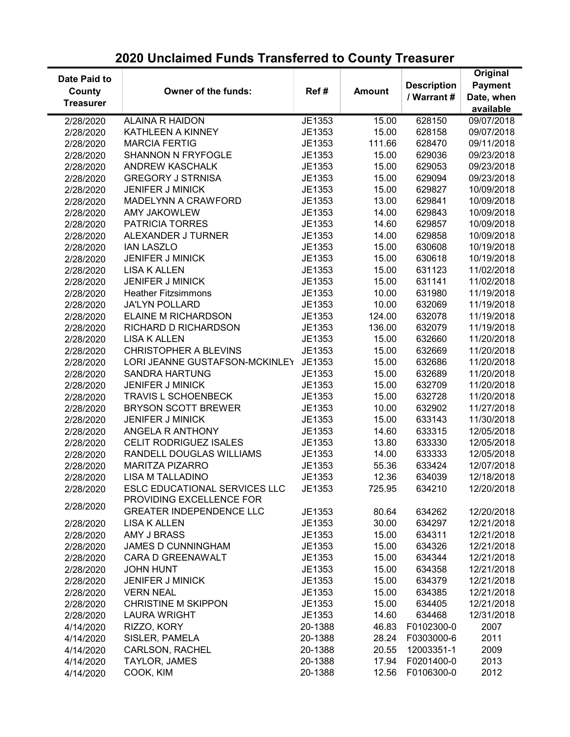# 2020 Unclaimed Funds Transferred to County Treasurer

| Date Paid to County Treasurer | Owner of the funds: | Ref # | Amount | Description / Warrant # | Original Payment Date, when available |
|---|---|---|---|---|---|
| 2/28/2020 | ALAINA R HAIDON | JE1353 | 15.00 | 628150 | 09/07/2018 |
| 2/28/2020 | KATHLEEN A KINNEY | JE1353 | 15.00 | 628158 | 09/07/2018 |
| 2/28/2020 | MARCIA FERTIG | JE1353 | 111.66 | 628470 | 09/11/2018 |
| 2/28/2020 | SHANNON N FRYFOGLE | JE1353 | 15.00 | 629036 | 09/23/2018 |
| 2/28/2020 | ANDREW KASCHALK | JE1353 | 15.00 | 629053 | 09/23/2018 |
| 2/28/2020 | GREGORY J STRNISA | JE1353 | 15.00 | 629094 | 09/23/2018 |
| 2/28/2020 | JENIFER J MINICK | JE1353 | 15.00 | 629827 | 10/09/2018 |
| 2/28/2020 | MADELYNN A CRAWFORD | JE1353 | 13.00 | 629841 | 10/09/2018 |
| 2/28/2020 | AMY JAKOWLEW | JE1353 | 14.00 | 629843 | 10/09/2018 |
| 2/28/2020 | PATRICIA TORRES | JE1353 | 14.60 | 629857 | 10/09/2018 |
| 2/28/2020 | ALEXANDER J TURNER | JE1353 | 14.00 | 629858 | 10/09/2018 |
| 2/28/2020 | IAN LASZLO | JE1353 | 15.00 | 630608 | 10/19/2018 |
| 2/28/2020 | JENIFER J MINICK | JE1353 | 15.00 | 630618 | 10/19/2018 |
| 2/28/2020 | LISA K ALLEN | JE1353 | 15.00 | 631123 | 11/02/2018 |
| 2/28/2020 | JENIFER J MINICK | JE1353 | 15.00 | 631141 | 11/02/2018 |
| 2/28/2020 | Heather Fitzsimmons | JE1353 | 10.00 | 631980 | 11/19/2018 |
| 2/28/2020 | JA'LYN POLLARD | JE1353 | 10.00 | 632069 | 11/19/2018 |
| 2/28/2020 | ELAINE M RICHARDSON | JE1353 | 124.00 | 632078 | 11/19/2018 |
| 2/28/2020 | RICHARD D RICHARDSON | JE1353 | 136.00 | 632079 | 11/19/2018 |
| 2/28/2020 | LISA K ALLEN | JE1353 | 15.00 | 632660 | 11/20/2018 |
| 2/28/2020 | CHRISTOPHER A BLEVINS | JE1353 | 15.00 | 632669 | 11/20/2018 |
| 2/28/2020 | LORI JEANNE GUSTAFSON-MCKINLEY | JE1353 | 15.00 | 632686 | 11/20/2018 |
| 2/28/2020 | SANDRA HARTUNG | JE1353 | 15.00 | 632689 | 11/20/2018 |
| 2/28/2020 | JENIFER J MINICK | JE1353 | 15.00 | 632709 | 11/20/2018 |
| 2/28/2020 | TRAVIS L SCHOENBECK | JE1353 | 15.00 | 632728 | 11/20/2018 |
| 2/28/2020 | BRYSON SCOTT BREWER | JE1353 | 10.00 | 632902 | 11/27/2018 |
| 2/28/2020 | JENIFER J MINICK | JE1353 | 15.00 | 633143 | 11/30/2018 |
| 2/28/2020 | ANGELA R ANTHONY | JE1353 | 14.60 | 633315 | 12/05/2018 |
| 2/28/2020 | CELIT RODRIGUEZ ISALES | JE1353 | 13.80 | 633330 | 12/05/2018 |
| 2/28/2020 | RANDELL DOUGLAS WILLIAMS | JE1353 | 14.00 | 633333 | 12/05/2018 |
| 2/28/2020 | MARITZA PIZARRO | JE1353 | 55.36 | 633424 | 12/07/2018 |
| 2/28/2020 | LISA M TALLADINO | JE1353 | 12.36 | 634039 | 12/18/2018 |
| 2/28/2020 | ESLC EDUCATIONAL SERVICES LLC | JE1353 | 725.95 | 634210 | 12/20/2018 |
| 2/28/2020 | PROVIDING EXCELLENCE FOR GREATER INDEPENDENCE LLC | JE1353 | 80.64 | 634262 | 12/20/2018 |
| 2/28/2020 | LISA K ALLEN | JE1353 | 30.00 | 634297 | 12/21/2018 |
| 2/28/2020 | AMY J BRASS | JE1353 | 15.00 | 634311 | 12/21/2018 |
| 2/28/2020 | JAMES D CUNNINGHAM | JE1353 | 15.00 | 634326 | 12/21/2018 |
| 2/28/2020 | CARA D GREENAWALT | JE1353 | 15.00 | 634344 | 12/21/2018 |
| 2/28/2020 | JOHN HUNT | JE1353 | 15.00 | 634358 | 12/21/2018 |
| 2/28/2020 | JENIFER J MINICK | JE1353 | 15.00 | 634379 | 12/21/2018 |
| 2/28/2020 | VERN NEAL | JE1353 | 15.00 | 634385 | 12/21/2018 |
| 2/28/2020 | CHRISTINE M SKIPPON | JE1353 | 15.00 | 634405 | 12/21/2018 |
| 2/28/2020 | LAURA WRIGHT | JE1353 | 14.60 | 634468 | 12/31/2018 |
| 4/14/2020 | RIZZO, KORY | 20-1388 | 46.83 | F0102300-0 | 2007 |
| 4/14/2020 | SISLER, PAMELA | 20-1388 | 28.24 | F0303000-6 | 2011 |
| 4/14/2020 | CARLSON, RACHEL | 20-1388 | 20.55 | 12003351-1 | 2009 |
| 4/14/2020 | TAYLOR, JAMES | 20-1388 | 17.94 | F0201400-0 | 2013 |
| 4/14/2020 | COOK, KIM | 20-1388 | 12.56 | F0106300-0 | 2012 |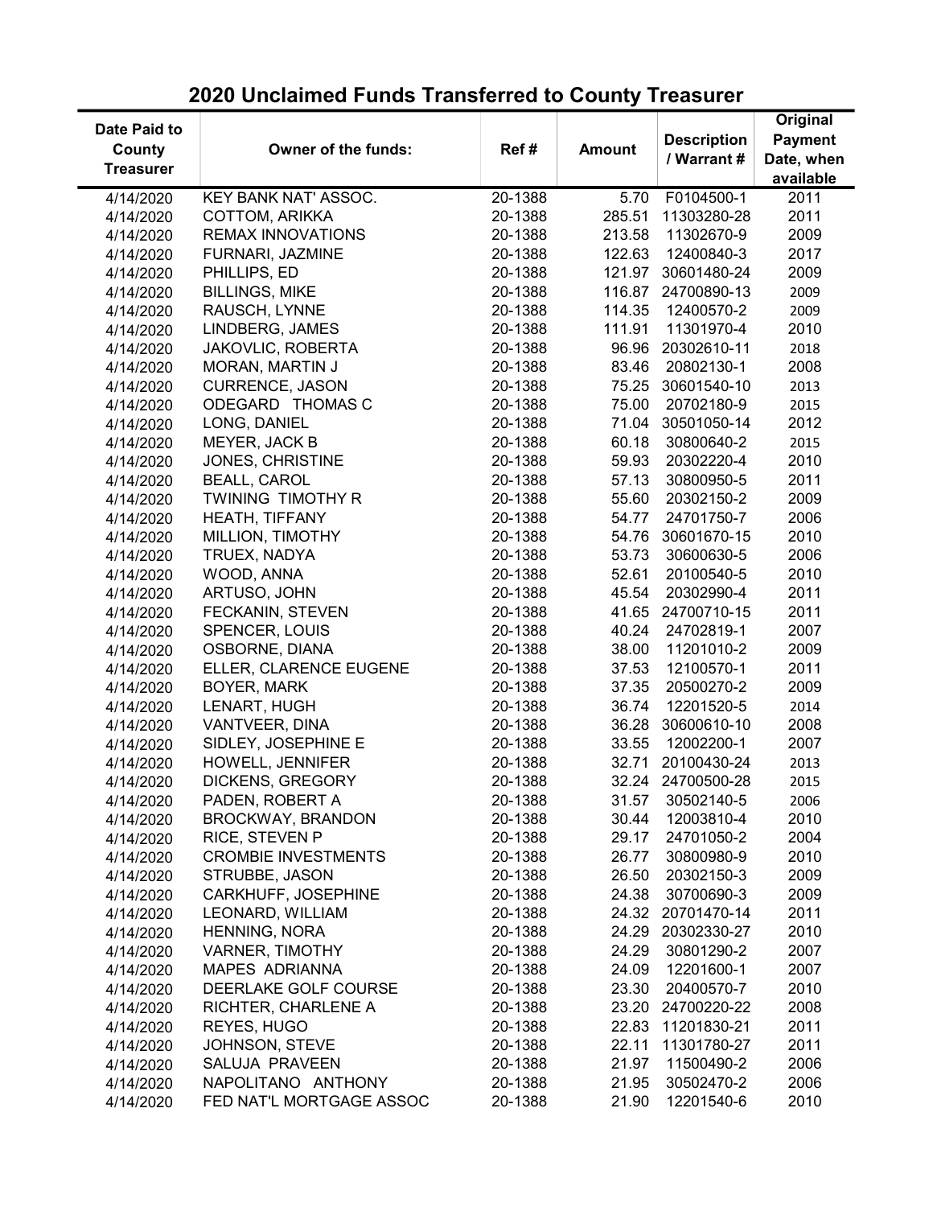## 2020 Unclaimed Funds Transferred to County Treasurer

| Date Paid to County Treasurer | Owner of the funds: | Ref # | Amount | Description / Warrant # | Original Payment Date, when available |
|---|---|---|---|---|---|
| 4/14/2020 | KEY BANK NAT' ASSOC. | 20-1388 | 5.70 | F0104500-1 | 2011 |
| 4/14/2020 | COTTOM, ARIKKA | 20-1388 | 285.51 | 11303280-28 | 2011 |
| 4/14/2020 | REMAX INNOVATIONS | 20-1388 | 213.58 | 11302670-9 | 2009 |
| 4/14/2020 | FURNARI, JAZMINE | 20-1388 | 122.63 | 12400840-3 | 2017 |
| 4/14/2020 | PHILLIPS, ED | 20-1388 | 121.97 | 30601480-24 | 2009 |
| 4/14/2020 | BILLINGS, MIKE | 20-1388 | 116.87 | 24700890-13 | 2009 |
| 4/14/2020 | RAUSCH, LYNNE | 20-1388 | 114.35 | 12400570-2 | 2009 |
| 4/14/2020 | LINDBERG, JAMES | 20-1388 | 111.91 | 11301970-4 | 2010 |
| 4/14/2020 | JAKOVLIC, ROBERTA | 20-1388 | 96.96 | 20302610-11 | 2018 |
| 4/14/2020 | MORAN, MARTIN J | 20-1388 | 83.46 | 20802130-1 | 2008 |
| 4/14/2020 | CURRENCE, JASON | 20-1388 | 75.25 | 30601540-10 | 2013 |
| 4/14/2020 | ODEGARD THOMAS C | 20-1388 | 75.00 | 20702180-9 | 2015 |
| 4/14/2020 | LONG, DANIEL | 20-1388 | 71.04 | 30501050-14 | 2012 |
| 4/14/2020 | MEYER, JACK B | 20-1388 | 60.18 | 30800640-2 | 2015 |
| 4/14/2020 | JONES, CHRISTINE | 20-1388 | 59.93 | 20302220-4 | 2010 |
| 4/14/2020 | BEALL, CAROL | 20-1388 | 57.13 | 30800950-5 | 2011 |
| 4/14/2020 | TWINING TIMOTHY R | 20-1388 | 55.60 | 20302150-2 | 2009 |
| 4/14/2020 | HEATH, TIFFANY | 20-1388 | 54.77 | 24701750-7 | 2006 |
| 4/14/2020 | MILLION, TIMOTHY | 20-1388 | 54.76 | 30601670-15 | 2010 |
| 4/14/2020 | TRUEX, NADYA | 20-1388 | 53.73 | 30600630-5 | 2006 |
| 4/14/2020 | WOOD, ANNA | 20-1388 | 52.61 | 20100540-5 | 2010 |
| 4/14/2020 | ARTUSO, JOHN | 20-1388 | 45.54 | 20302990-4 | 2011 |
| 4/14/2020 | FECKANIN, STEVEN | 20-1388 | 41.65 | 24700710-15 | 2011 |
| 4/14/2020 | SPENCER, LOUIS | 20-1388 | 40.24 | 24702819-1 | 2007 |
| 4/14/2020 | OSBORNE, DIANA | 20-1388 | 38.00 | 11201010-2 | 2009 |
| 4/14/2020 | ELLER, CLARENCE EUGENE | 20-1388 | 37.53 | 12100570-1 | 2011 |
| 4/14/2020 | BOYER, MARK | 20-1388 | 37.35 | 20500270-2 | 2009 |
| 4/14/2020 | LENART, HUGH | 20-1388 | 36.74 | 12201520-5 | 2014 |
| 4/14/2020 | VANTVEER, DINA | 20-1388 | 36.28 | 30600610-10 | 2008 |
| 4/14/2020 | SIDLEY, JOSEPHINE E | 20-1388 | 33.55 | 12002200-1 | 2007 |
| 4/14/2020 | HOWELL, JENNIFER | 20-1388 | 32.71 | 20100430-24 | 2013 |
| 4/14/2020 | DICKENS, GREGORY | 20-1388 | 32.24 | 24700500-28 | 2015 |
| 4/14/2020 | PADEN, ROBERT A | 20-1388 | 31.57 | 30502140-5 | 2006 |
| 4/14/2020 | BROCKWAY, BRANDON | 20-1388 | 30.44 | 12003810-4 | 2010 |
| 4/14/2020 | RICE, STEVEN P | 20-1388 | 29.17 | 24701050-2 | 2004 |
| 4/14/2020 | CROMBIE INVESTMENTS | 20-1388 | 26.77 | 30800980-9 | 2010 |
| 4/14/2020 | STRUBBE, JASON | 20-1388 | 26.50 | 20302150-3 | 2009 |
| 4/14/2020 | CARKHUFF, JOSEPHINE | 20-1388 | 24.38 | 30700690-3 | 2009 |
| 4/14/2020 | LEONARD, WILLIAM | 20-1388 | 24.32 | 20701470-14 | 2011 |
| 4/14/2020 | HENNING, NORA | 20-1388 | 24.29 | 20302330-27 | 2010 |
| 4/14/2020 | VARNER, TIMOTHY | 20-1388 | 24.29 | 30801290-2 | 2007 |
| 4/14/2020 | MAPES ADRIANNA | 20-1388 | 24.09 | 12201600-1 | 2007 |
| 4/14/2020 | DEERLAKE GOLF COURSE | 20-1388 | 23.30 | 20400570-7 | 2010 |
| 4/14/2020 | RICHTER, CHARLENE A | 20-1388 | 23.20 | 24700220-22 | 2008 |
| 4/14/2020 | REYES, HUGO | 20-1388 | 22.83 | 11201830-21 | 2011 |
| 4/14/2020 | JOHNSON, STEVE | 20-1388 | 22.11 | 11301780-27 | 2011 |
| 4/14/2020 | SALUJA PRAVEEN | 20-1388 | 21.97 | 11500490-2 | 2006 |
| 4/14/2020 | NAPOLITANO ANTHONY | 20-1388 | 21.95 | 30502470-2 | 2006 |
| 4/14/2020 | FED NAT'L MORTGAGE ASSOC | 20-1388 | 21.90 | 12201540-6 | 2010 |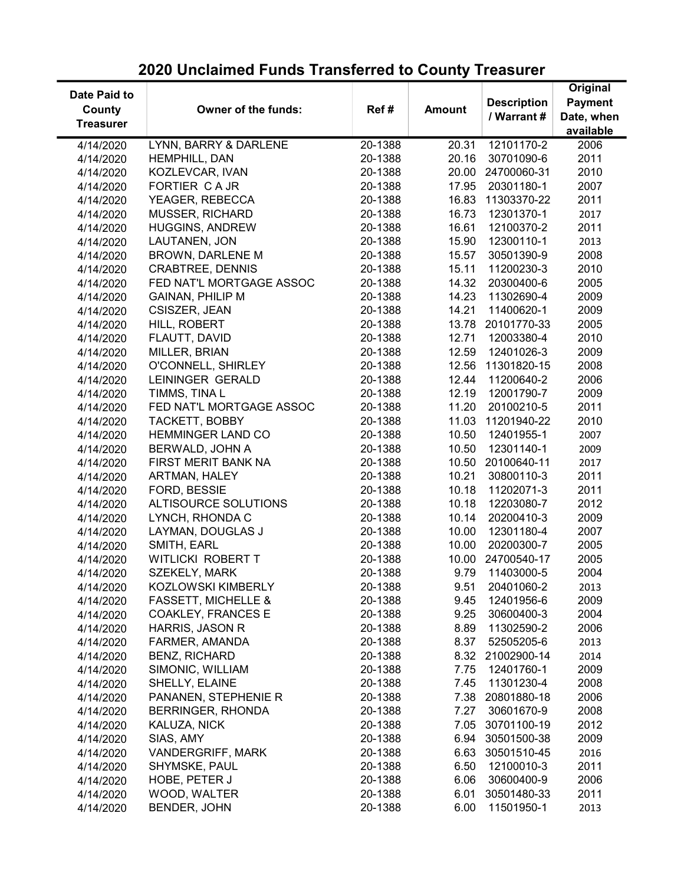## 2020 Unclaimed Funds Transferred to County Treasurer

| Date Paid to County Treasurer | Owner of the funds: | Ref # | Amount | Description / Warrant # | Original Payment Date, when available |
|---|---|---|---|---|---|
| 4/14/2020 | LYNN, BARRY & DARLENE | 20-1388 | 20.31 | 12101170-2 | 2006 |
| 4/14/2020 | HEMPHILL, DAN | 20-1388 | 20.16 | 30701090-6 | 2011 |
| 4/14/2020 | KOZLEVCAR, IVAN | 20-1388 | 20.00 | 24700060-31 | 2010 |
| 4/14/2020 | FORTIER C A JR | 20-1388 | 17.95 | 20301180-1 | 2007 |
| 4/14/2020 | YEAGER, REBECCA | 20-1388 | 16.83 | 11303370-22 | 2011 |
| 4/14/2020 | MUSSER, RICHARD | 20-1388 | 16.73 | 12301370-1 | 2017 |
| 4/14/2020 | HUGGINS, ANDREW | 20-1388 | 16.61 | 12100370-2 | 2011 |
| 4/14/2020 | LAUTANEN, JON | 20-1388 | 15.90 | 12300110-1 | 2013 |
| 4/14/2020 | BROWN, DARLENE M | 20-1388 | 15.57 | 30501390-9 | 2008 |
| 4/14/2020 | CRABTREE, DENNIS | 20-1388 | 15.11 | 11200230-3 | 2010 |
| 4/14/2020 | FED NAT'L MORTGAGE ASSOC | 20-1388 | 14.32 | 20300400-6 | 2005 |
| 4/14/2020 | GAINAN, PHILIP M | 20-1388 | 14.23 | 11302690-4 | 2009 |
| 4/14/2020 | CSISZER, JEAN | 20-1388 | 14.21 | 11400620-1 | 2009 |
| 4/14/2020 | HILL, ROBERT | 20-1388 | 13.78 | 20101770-33 | 2005 |
| 4/14/2020 | FLAUTT, DAVID | 20-1388 | 12.71 | 12003380-4 | 2010 |
| 4/14/2020 | MILLER, BRIAN | 20-1388 | 12.59 | 12401026-3 | 2009 |
| 4/14/2020 | O'CONNELL, SHIRLEY | 20-1388 | 12.56 | 11301820-15 | 2008 |
| 4/14/2020 | LEININGER GERALD | 20-1388 | 12.44 | 11200640-2 | 2006 |
| 4/14/2020 | TIMMS, TINA L | 20-1388 | 12.19 | 12001790-7 | 2009 |
| 4/14/2020 | FED NAT'L MORTGAGE ASSOC | 20-1388 | 11.20 | 20100210-5 | 2011 |
| 4/14/2020 | TACKETT, BOBBY | 20-1388 | 11.03 | 11201940-22 | 2010 |
| 4/14/2020 | HEMMINGER LAND CO | 20-1388 | 10.50 | 12401955-1 | 2007 |
| 4/14/2020 | BERWALD, JOHN A | 20-1388 | 10.50 | 12301140-1 | 2009 |
| 4/14/2020 | FIRST MERIT BANK NA | 20-1388 | 10.50 | 20100640-11 | 2017 |
| 4/14/2020 | ARTMAN, HALEY | 20-1388 | 10.21 | 30800110-3 | 2011 |
| 4/14/2020 | FORD, BESSIE | 20-1388 | 10.18 | 11202071-3 | 2011 |
| 4/14/2020 | ALTISOURCE SOLUTIONS | 20-1388 | 10.18 | 12203080-7 | 2012 |
| 4/14/2020 | LYNCH, RHONDA C | 20-1388 | 10.14 | 20200410-3 | 2009 |
| 4/14/2020 | LAYMAN, DOUGLAS J | 20-1388 | 10.00 | 12301180-4 | 2007 |
| 4/14/2020 | SMITH, EARL | 20-1388 | 10.00 | 20200300-7 | 2005 |
| 4/14/2020 | WITLICKI ROBERT T | 20-1388 | 10.00 | 24700540-17 | 2005 |
| 4/14/2020 | SZEKELY, MARK | 20-1388 | 9.79 | 11403000-5 | 2004 |
| 4/14/2020 | KOZLOWSKI KIMBERLY | 20-1388 | 9.51 | 20401060-2 | 2013 |
| 4/14/2020 | FASSETT, MICHELLE & | 20-1388 | 9.45 | 12401956-6 | 2009 |
| 4/14/2020 | COAKLEY, FRANCES E | 20-1388 | 9.25 | 30600400-3 | 2004 |
| 4/14/2020 | HARRIS, JASON R | 20-1388 | 8.89 | 11302590-2 | 2006 |
| 4/14/2020 | FARMER, AMANDA | 20-1388 | 8.37 | 52505205-6 | 2013 |
| 4/14/2020 | BENZ, RICHARD | 20-1388 | 8.32 | 21002900-14 | 2014 |
| 4/14/2020 | SIMONIC, WILLIAM | 20-1388 | 7.75 | 12401760-1 | 2009 |
| 4/14/2020 | SHELLY, ELAINE | 20-1388 | 7.45 | 11301230-4 | 2008 |
| 4/14/2020 | PANANEN, STEPHENIE R | 20-1388 | 7.38 | 20801880-18 | 2006 |
| 4/14/2020 | BERRINGER, RHONDA | 20-1388 | 7.27 | 30601670-9 | 2008 |
| 4/14/2020 | KALUZA, NICK | 20-1388 | 7.05 | 30701100-19 | 2012 |
| 4/14/2020 | SIAS, AMY | 20-1388 | 6.94 | 30501500-38 | 2009 |
| 4/14/2020 | VANDERGRIFF, MARK | 20-1388 | 6.63 | 30501510-45 | 2016 |
| 4/14/2020 | SHYMSKE, PAUL | 20-1388 | 6.50 | 12100010-3 | 2011 |
| 4/14/2020 | HOBE, PETER J | 20-1388 | 6.06 | 30600400-9 | 2006 |
| 4/14/2020 | WOOD, WALTER | 20-1388 | 6.01 | 30501480-33 | 2011 |
| 4/14/2020 | BENDER, JOHN | 20-1388 | 6.00 | 11501950-1 | 2013 |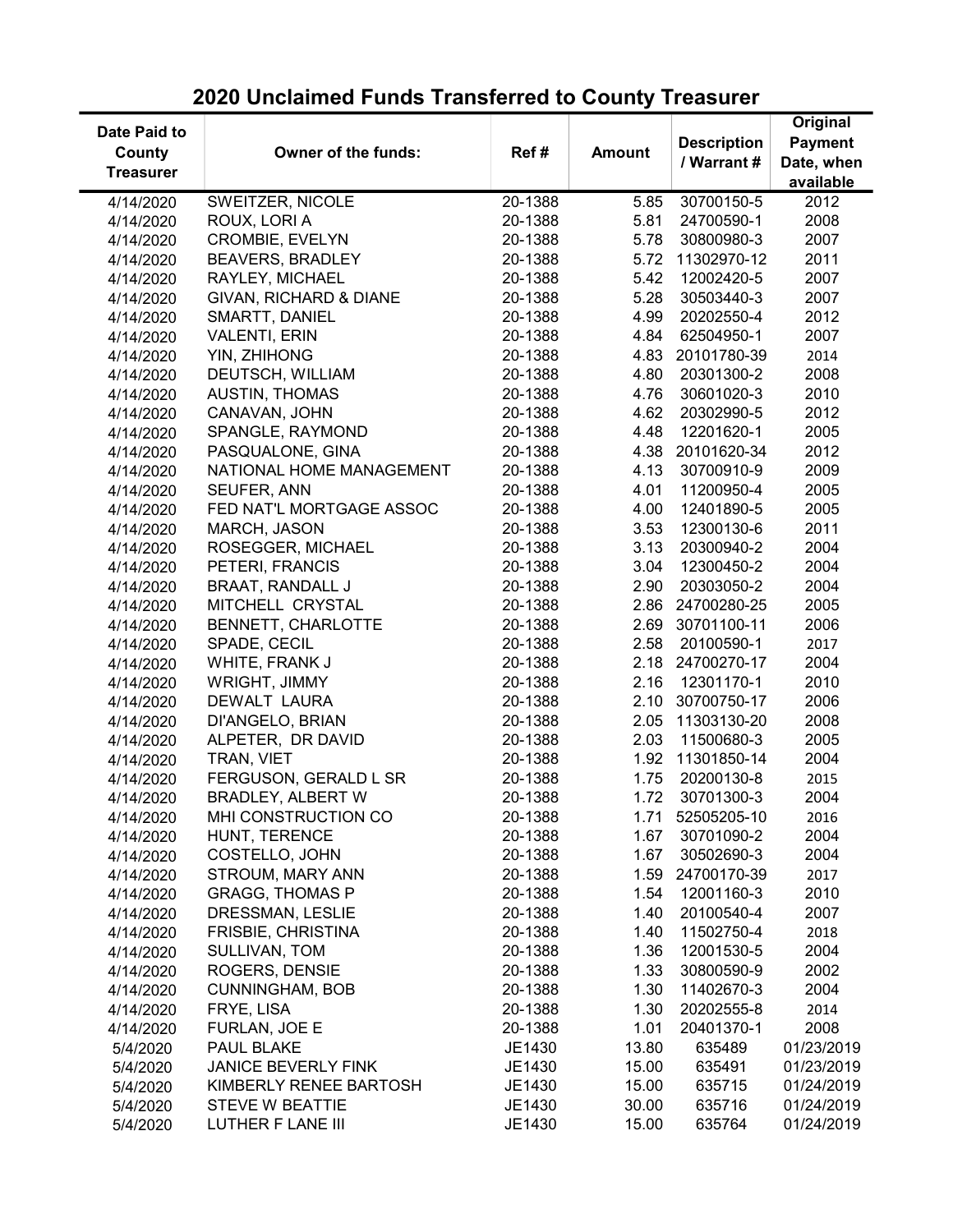## 2020 Unclaimed Funds Transferred to County Treasurer

| Date Paid to County Treasurer | Owner of the funds: | Ref # | Amount | Description / Warrant # | Original Payment Date, when available |
|---|---|---|---|---|---|
| 4/14/2020 | SWEITZER, NICOLE | 20-1388 | 5.85 | 30700150-5 | 2012 |
| 4/14/2020 | ROUX, LORI A | 20-1388 | 5.81 | 24700590-1 | 2008 |
| 4/14/2020 | CROMBIE, EVELYN | 20-1388 | 5.78 | 30800980-3 | 2007 |
| 4/14/2020 | BEAVERS, BRADLEY | 20-1388 | 5.72 | 11302970-12 | 2011 |
| 4/14/2020 | RAYLEY, MICHAEL | 20-1388 | 5.42 | 12002420-5 | 2007 |
| 4/14/2020 | GIVAN, RICHARD & DIANE | 20-1388 | 5.28 | 30503440-3 | 2007 |
| 4/14/2020 | SMARTT, DANIEL | 20-1388 | 4.99 | 20202550-4 | 2012 |
| 4/14/2020 | VALENTI, ERIN | 20-1388 | 4.84 | 62504950-1 | 2007 |
| 4/14/2020 | YIN, ZHIHONG | 20-1388 | 4.83 | 20101780-39 | 2014 |
| 4/14/2020 | DEUTSCH, WILLIAM | 20-1388 | 4.80 | 20301300-2 | 2008 |
| 4/14/2020 | AUSTIN, THOMAS | 20-1388 | 4.76 | 30601020-3 | 2010 |
| 4/14/2020 | CANAVAN, JOHN | 20-1388 | 4.62 | 20302990-5 | 2012 |
| 4/14/2020 | SPANGLE, RAYMOND | 20-1388 | 4.48 | 12201620-1 | 2005 |
| 4/14/2020 | PASQUALONE, GINA | 20-1388 | 4.38 | 20101620-34 | 2012 |
| 4/14/2020 | NATIONAL HOME MANAGEMENT | 20-1388 | 4.13 | 30700910-9 | 2009 |
| 4/14/2020 | SEUFER, ANN | 20-1388 | 4.01 | 11200950-4 | 2005 |
| 4/14/2020 | FED NAT'L MORTGAGE ASSOC | 20-1388 | 4.00 | 12401890-5 | 2005 |
| 4/14/2020 | MARCH, JASON | 20-1388 | 3.53 | 12300130-6 | 2011 |
| 4/14/2020 | ROSEGGER, MICHAEL | 20-1388 | 3.13 | 20300940-2 | 2004 |
| 4/14/2020 | PETERI, FRANCIS | 20-1388 | 3.04 | 12300450-2 | 2004 |
| 4/14/2020 | BRAAT, RANDALL J | 20-1388 | 2.90 | 20303050-2 | 2004 |
| 4/14/2020 | MITCHELL CRYSTAL | 20-1388 | 2.86 | 24700280-25 | 2005 |
| 4/14/2020 | BENNETT, CHARLOTTE | 20-1388 | 2.69 | 30701100-11 | 2006 |
| 4/14/2020 | SPADE, CECIL | 20-1388 | 2.58 | 20100590-1 | 2017 |
| 4/14/2020 | WHITE, FRANK J | 20-1388 | 2.18 | 24700270-17 | 2004 |
| 4/14/2020 | WRIGHT, JIMMY | 20-1388 | 2.16 | 12301170-1 | 2010 |
| 4/14/2020 | DEWALT LAURA | 20-1388 | 2.10 | 30700750-17 | 2006 |
| 4/14/2020 | DI'ANGELO, BRIAN | 20-1388 | 2.05 | 11303130-20 | 2008 |
| 4/14/2020 | ALPETER, DR DAVID | 20-1388 | 2.03 | 11500680-3 | 2005 |
| 4/14/2020 | TRAN, VIET | 20-1388 | 1.92 | 11301850-14 | 2004 |
| 4/14/2020 | FERGUSON, GERALD L SR | 20-1388 | 1.75 | 20200130-8 | 2015 |
| 4/14/2020 | BRADLEY, ALBERT W | 20-1388 | 1.72 | 30701300-3 | 2004 |
| 4/14/2020 | MHI CONSTRUCTION CO | 20-1388 | 1.71 | 52505205-10 | 2016 |
| 4/14/2020 | HUNT, TERENCE | 20-1388 | 1.67 | 30701090-2 | 2004 |
| 4/14/2020 | COSTELLO, JOHN | 20-1388 | 1.67 | 30502690-3 | 2004 |
| 4/14/2020 | STROUM, MARY ANN | 20-1388 | 1.59 | 24700170-39 | 2017 |
| 4/14/2020 | GRAGG, THOMAS P | 20-1388 | 1.54 | 12001160-3 | 2010 |
| 4/14/2020 | DRESSMAN, LESLIE | 20-1388 | 1.40 | 20100540-4 | 2007 |
| 4/14/2020 | FRISBIE, CHRISTINA | 20-1388 | 1.40 | 11502750-4 | 2018 |
| 4/14/2020 | SULLIVAN, TOM | 20-1388 | 1.36 | 12001530-5 | 2004 |
| 4/14/2020 | ROGERS, DENSIE | 20-1388 | 1.33 | 30800590-9 | 2002 |
| 4/14/2020 | CUNNINGHAM, BOB | 20-1388 | 1.30 | 11402670-3 | 2004 |
| 4/14/2020 | FRYE, LISA | 20-1388 | 1.30 | 20202555-8 | 2014 |
| 4/14/2020 | FURLAN, JOE E | 20-1388 | 1.01 | 20401370-1 | 2008 |
| 5/4/2020 | PAUL BLAKE | JE1430 | 13.80 | 635489 | 01/23/2019 |
| 5/4/2020 | JANICE BEVERLY FINK | JE1430 | 15.00 | 635491 | 01/23/2019 |
| 5/4/2020 | KIMBERLY RENEE BARTOSH | JE1430 | 15.00 | 635715 | 01/24/2019 |
| 5/4/2020 | STEVE W BEATTIE | JE1430 | 30.00 | 635716 | 01/24/2019 |
| 5/4/2020 | LUTHER F LANE III | JE1430 | 15.00 | 635764 | 01/24/2019 |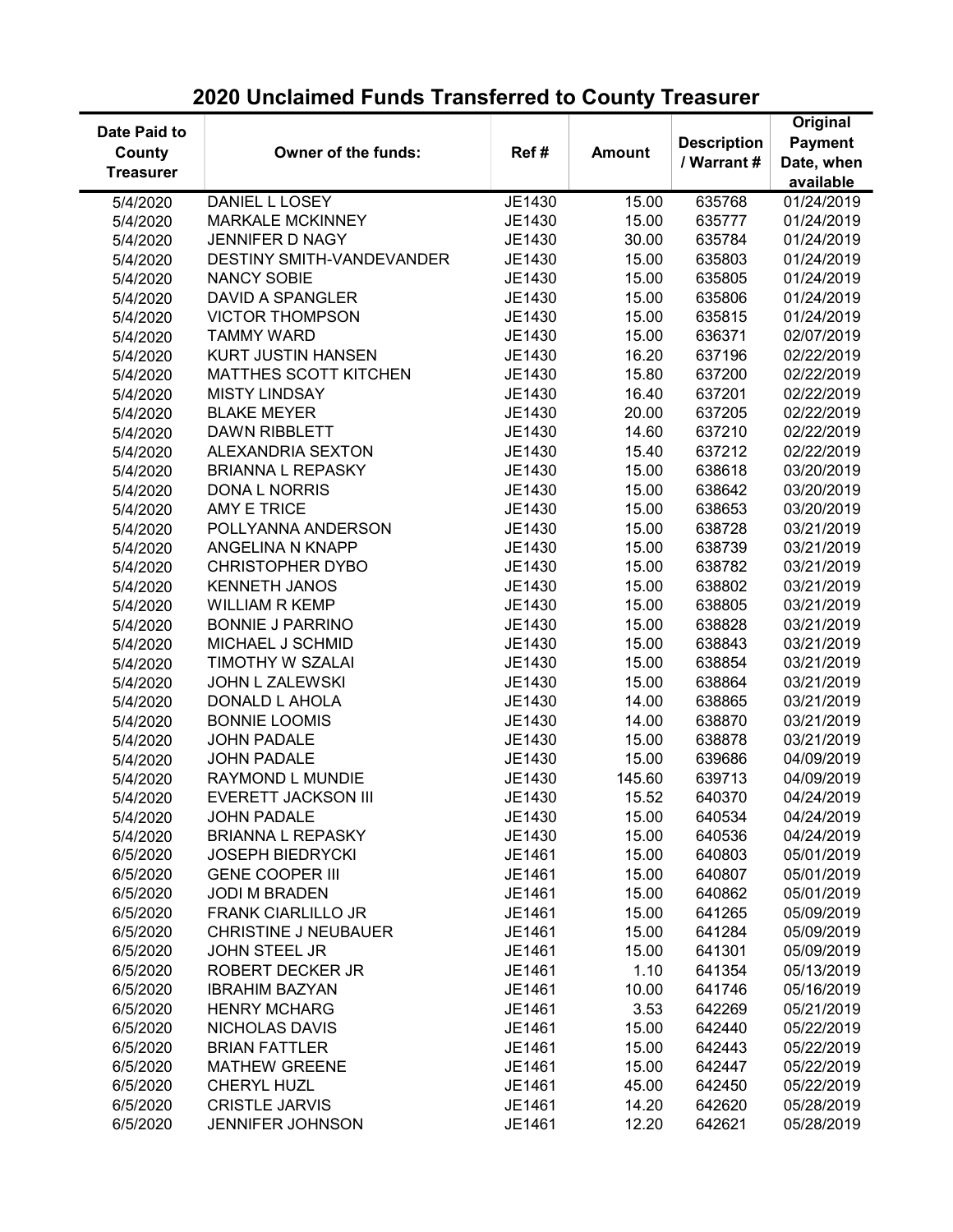## 2020 Unclaimed Funds Transferred to County Treasurer

| Date Paid to County Treasurer | Owner of the funds: | Ref # | Amount | Description / Warrant # | Original Payment Date, when available |
|---|---|---|---|---|---|
| 5/4/2020 | DANIEL L LOSEY | JE1430 | 15.00 | 635768 | 01/24/2019 |
| 5/4/2020 | MARKALE MCKINNEY | JE1430 | 15.00 | 635777 | 01/24/2019 |
| 5/4/2020 | JENNIFER D NAGY | JE1430 | 30.00 | 635784 | 01/24/2019 |
| 5/4/2020 | DESTINY SMITH-VANDEVANDER | JE1430 | 15.00 | 635803 | 01/24/2019 |
| 5/4/2020 | NANCY SOBIE | JE1430 | 15.00 | 635805 | 01/24/2019 |
| 5/4/2020 | DAVID A SPANGLER | JE1430 | 15.00 | 635806 | 01/24/2019 |
| 5/4/2020 | VICTOR THOMPSON | JE1430 | 15.00 | 635815 | 01/24/2019 |
| 5/4/2020 | TAMMY WARD | JE1430 | 15.00 | 636371 | 02/07/2019 |
| 5/4/2020 | KURT JUSTIN HANSEN | JE1430 | 16.20 | 637196 | 02/22/2019 |
| 5/4/2020 | MATTHES SCOTT KITCHEN | JE1430 | 15.80 | 637200 | 02/22/2019 |
| 5/4/2020 | MISTY LINDSAY | JE1430 | 16.40 | 637201 | 02/22/2019 |
| 5/4/2020 | BLAKE MEYER | JE1430 | 20.00 | 637205 | 02/22/2019 |
| 5/4/2020 | DAWN RIBBLETT | JE1430 | 14.60 | 637210 | 02/22/2019 |
| 5/4/2020 | ALEXANDRIA SEXTON | JE1430 | 15.40 | 637212 | 02/22/2019 |
| 5/4/2020 | BRIANNA L REPASKY | JE1430 | 15.00 | 638618 | 03/20/2019 |
| 5/4/2020 | DONA L NORRIS | JE1430 | 15.00 | 638642 | 03/20/2019 |
| 5/4/2020 | AMY E TRICE | JE1430 | 15.00 | 638653 | 03/20/2019 |
| 5/4/2020 | POLLYANNA ANDERSON | JE1430 | 15.00 | 638728 | 03/21/2019 |
| 5/4/2020 | ANGELINA N KNAPP | JE1430 | 15.00 | 638739 | 03/21/2019 |
| 5/4/2020 | CHRISTOPHER DYBO | JE1430 | 15.00 | 638782 | 03/21/2019 |
| 5/4/2020 | KENNETH JANOS | JE1430 | 15.00 | 638802 | 03/21/2019 |
| 5/4/2020 | WILLIAM R KEMP | JE1430 | 15.00 | 638805 | 03/21/2019 |
| 5/4/2020 | BONNIE J PARRINO | JE1430 | 15.00 | 638828 | 03/21/2019 |
| 5/4/2020 | MICHAEL J SCHMID | JE1430 | 15.00 | 638843 | 03/21/2019 |
| 5/4/2020 | TIMOTHY W SZALAI | JE1430 | 15.00 | 638854 | 03/21/2019 |
| 5/4/2020 | JOHN L ZALEWSKI | JE1430 | 15.00 | 638864 | 03/21/2019 |
| 5/4/2020 | DONALD L AHOLA | JE1430 | 14.00 | 638865 | 03/21/2019 |
| 5/4/2020 | BONNIE LOOMIS | JE1430 | 14.00 | 638870 | 03/21/2019 |
| 5/4/2020 | JOHN PADALE | JE1430 | 15.00 | 638878 | 03/21/2019 |
| 5/4/2020 | JOHN PADALE | JE1430 | 15.00 | 639686 | 04/09/2019 |
| 5/4/2020 | RAYMOND L MUNDIE | JE1430 | 145.60 | 639713 | 04/09/2019 |
| 5/4/2020 | EVERETT JACKSON III | JE1430 | 15.52 | 640370 | 04/24/2019 |
| 5/4/2020 | JOHN PADALE | JE1430 | 15.00 | 640534 | 04/24/2019 |
| 5/4/2020 | BRIANNA L REPASKY | JE1430 | 15.00 | 640536 | 04/24/2019 |
| 6/5/2020 | JOSEPH BIEDRYCKI | JE1461 | 15.00 | 640803 | 05/01/2019 |
| 6/5/2020 | GENE COOPER III | JE1461 | 15.00 | 640807 | 05/01/2019 |
| 6/5/2020 | JODI M BRADEN | JE1461 | 15.00 | 640862 | 05/01/2019 |
| 6/5/2020 | FRANK CIARLILLO JR | JE1461 | 15.00 | 641265 | 05/09/2019 |
| 6/5/2020 | CHRISTINE J NEUBAUER | JE1461 | 15.00 | 641284 | 05/09/2019 |
| 6/5/2020 | JOHN STEEL JR | JE1461 | 15.00 | 641301 | 05/09/2019 |
| 6/5/2020 | ROBERT DECKER JR | JE1461 | 1.10 | 641354 | 05/13/2019 |
| 6/5/2020 | IBRAHIM BAZYAN | JE1461 | 10.00 | 641746 | 05/16/2019 |
| 6/5/2020 | HENRY MCHARG | JE1461 | 3.53 | 642269 | 05/21/2019 |
| 6/5/2020 | NICHOLAS DAVIS | JE1461 | 15.00 | 642440 | 05/22/2019 |
| 6/5/2020 | BRIAN FATTLER | JE1461 | 15.00 | 642443 | 05/22/2019 |
| 6/5/2020 | MATHEW GREENE | JE1461 | 15.00 | 642447 | 05/22/2019 |
| 6/5/2020 | CHERYL HUZL | JE1461 | 45.00 | 642450 | 05/22/2019 |
| 6/5/2020 | CRISTLE JARVIS | JE1461 | 14.20 | 642620 | 05/28/2019 |
| 6/5/2020 | JENNIFER JOHNSON | JE1461 | 12.20 | 642621 | 05/28/2019 |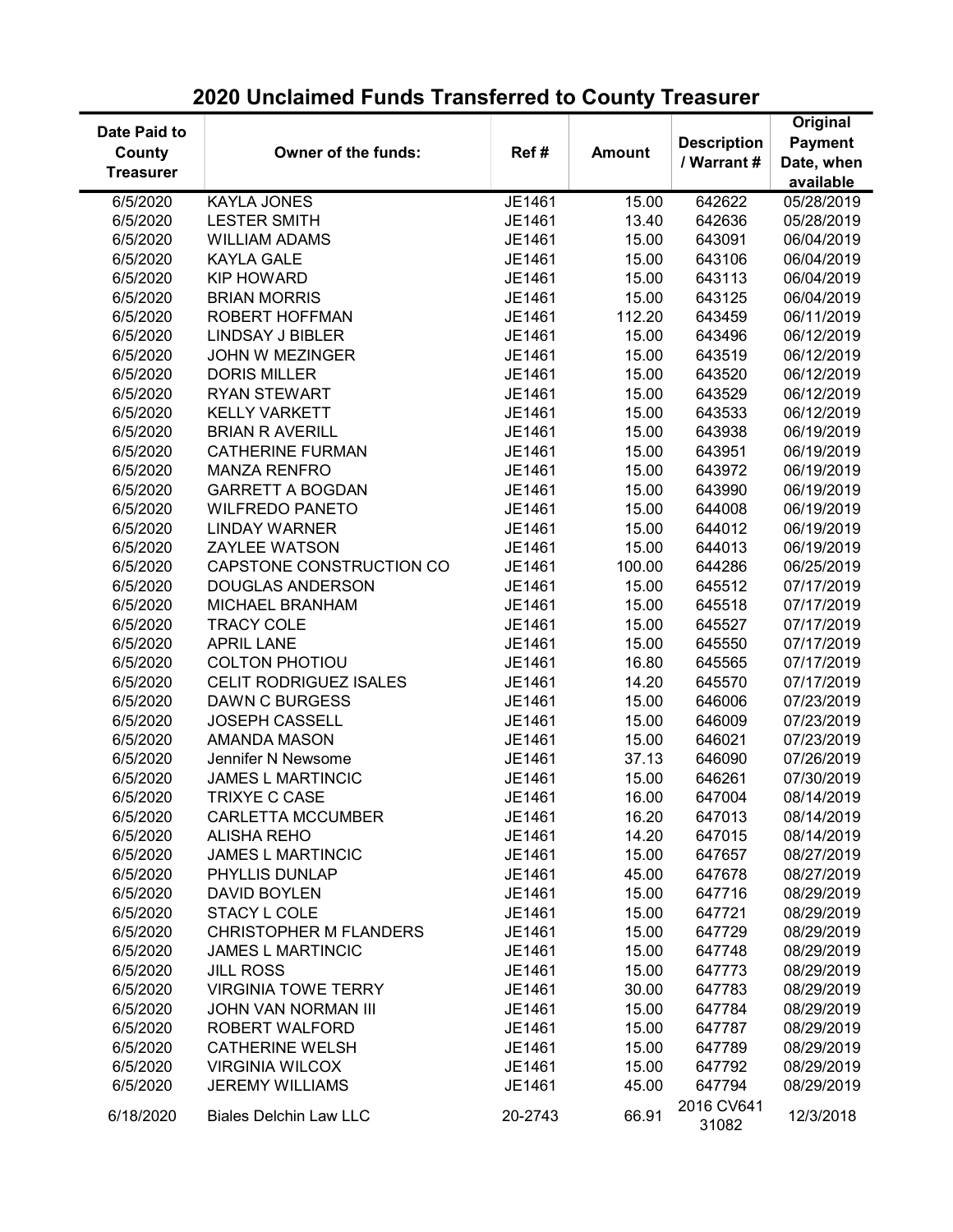# 2020 Unclaimed Funds Transferred to County Treasurer

| Date Paid to County Treasurer | Owner of the funds: | Ref # | Amount | Description / Warrant # | Original Payment Date, when available |
|---|---|---|---|---|---|
| 6/5/2020 | KAYLA JONES | JE1461 | 15.00 | 642622 | 05/28/2019 |
| 6/5/2020 | LESTER SMITH | JE1461 | 13.40 | 642636 | 05/28/2019 |
| 6/5/2020 | WILLIAM ADAMS | JE1461 | 15.00 | 643091 | 06/04/2019 |
| 6/5/2020 | KAYLA GALE | JE1461 | 15.00 | 643106 | 06/04/2019 |
| 6/5/2020 | KIP HOWARD | JE1461 | 15.00 | 643113 | 06/04/2019 |
| 6/5/2020 | BRIAN MORRIS | JE1461 | 15.00 | 643125 | 06/04/2019 |
| 6/5/2020 | ROBERT HOFFMAN | JE1461 | 112.20 | 643459 | 06/11/2019 |
| 6/5/2020 | LINDSAY J BIBLER | JE1461 | 15.00 | 643496 | 06/12/2019 |
| 6/5/2020 | JOHN W MEZINGER | JE1461 | 15.00 | 643519 | 06/12/2019 |
| 6/5/2020 | DORIS MILLER | JE1461 | 15.00 | 643520 | 06/12/2019 |
| 6/5/2020 | RYAN STEWART | JE1461 | 15.00 | 643529 | 06/12/2019 |
| 6/5/2020 | KELLY VARKETT | JE1461 | 15.00 | 643533 | 06/12/2019 |
| 6/5/2020 | BRIAN R AVERILL | JE1461 | 15.00 | 643938 | 06/19/2019 |
| 6/5/2020 | CATHERINE FURMAN | JE1461 | 15.00 | 643951 | 06/19/2019 |
| 6/5/2020 | MANZA RENFRO | JE1461 | 15.00 | 643972 | 06/19/2019 |
| 6/5/2020 | GARRETT A BOGDAN | JE1461 | 15.00 | 643990 | 06/19/2019 |
| 6/5/2020 | WILFREDO PANETO | JE1461 | 15.00 | 644008 | 06/19/2019 |
| 6/5/2020 | LINDAY WARNER | JE1461 | 15.00 | 644012 | 06/19/2019 |
| 6/5/2020 | ZAYLEE WATSON | JE1461 | 15.00 | 644013 | 06/19/2019 |
| 6/5/2020 | CAPSTONE CONSTRUCTION CO | JE1461 | 100.00 | 644286 | 06/25/2019 |
| 6/5/2020 | DOUGLAS ANDERSON | JE1461 | 15.00 | 645512 | 07/17/2019 |
| 6/5/2020 | MICHAEL BRANHAM | JE1461 | 15.00 | 645518 | 07/17/2019 |
| 6/5/2020 | TRACY COLE | JE1461 | 15.00 | 645527 | 07/17/2019 |
| 6/5/2020 | APRIL LANE | JE1461 | 15.00 | 645550 | 07/17/2019 |
| 6/5/2020 | COLTON PHOTIOU | JE1461 | 16.80 | 645565 | 07/17/2019 |
| 6/5/2020 | CELIT RODRIGUEZ ISALES | JE1461 | 14.20 | 645570 | 07/17/2019 |
| 6/5/2020 | DAWN C BURGESS | JE1461 | 15.00 | 646006 | 07/23/2019 |
| 6/5/2020 | JOSEPH CASSELL | JE1461 | 15.00 | 646009 | 07/23/2019 |
| 6/5/2020 | AMANDA MASON | JE1461 | 15.00 | 646021 | 07/23/2019 |
| 6/5/2020 | Jennifer N Newsome | JE1461 | 37.13 | 646090 | 07/26/2019 |
| 6/5/2020 | JAMES L MARTINCIC | JE1461 | 15.00 | 646261 | 07/30/2019 |
| 6/5/2020 | TRIXYE C CASE | JE1461 | 16.00 | 647004 | 08/14/2019 |
| 6/5/2020 | CARLETTA MCCUMBER | JE1461 | 16.20 | 647013 | 08/14/2019 |
| 6/5/2020 | ALISHA REHO | JE1461 | 14.20 | 647015 | 08/14/2019 |
| 6/5/2020 | JAMES L MARTINCIC | JE1461 | 15.00 | 647657 | 08/27/2019 |
| 6/5/2020 | PHYLLIS DUNLAP | JE1461 | 45.00 | 647678 | 08/27/2019 |
| 6/5/2020 | DAVID BOYLEN | JE1461 | 15.00 | 647716 | 08/29/2019 |
| 6/5/2020 | STACY L COLE | JE1461 | 15.00 | 647721 | 08/29/2019 |
| 6/5/2020 | CHRISTOPHER M FLANDERS | JE1461 | 15.00 | 647729 | 08/29/2019 |
| 6/5/2020 | JAMES L MARTINCIC | JE1461 | 15.00 | 647748 | 08/29/2019 |
| 6/5/2020 | JILL ROSS | JE1461 | 15.00 | 647773 | 08/29/2019 |
| 6/5/2020 | VIRGINIA TOWE TERRY | JE1461 | 30.00 | 647783 | 08/29/2019 |
| 6/5/2020 | JOHN VAN NORMAN III | JE1461 | 15.00 | 647784 | 08/29/2019 |
| 6/5/2020 | ROBERT WALFORD | JE1461 | 15.00 | 647787 | 08/29/2019 |
| 6/5/2020 | CATHERINE WELSH | JE1461 | 15.00 | 647789 | 08/29/2019 |
| 6/5/2020 | VIRGINIA WILCOX | JE1461 | 15.00 | 647792 | 08/29/2019 |
| 6/5/2020 | JEREMY WILLIAMS | JE1461 | 45.00 | 647794 | 08/29/2019 |
| 6/18/2020 | Biales Delchin Law LLC | 20-2743 | 66.91 | 2016 CV641 31082 | 12/3/2018 |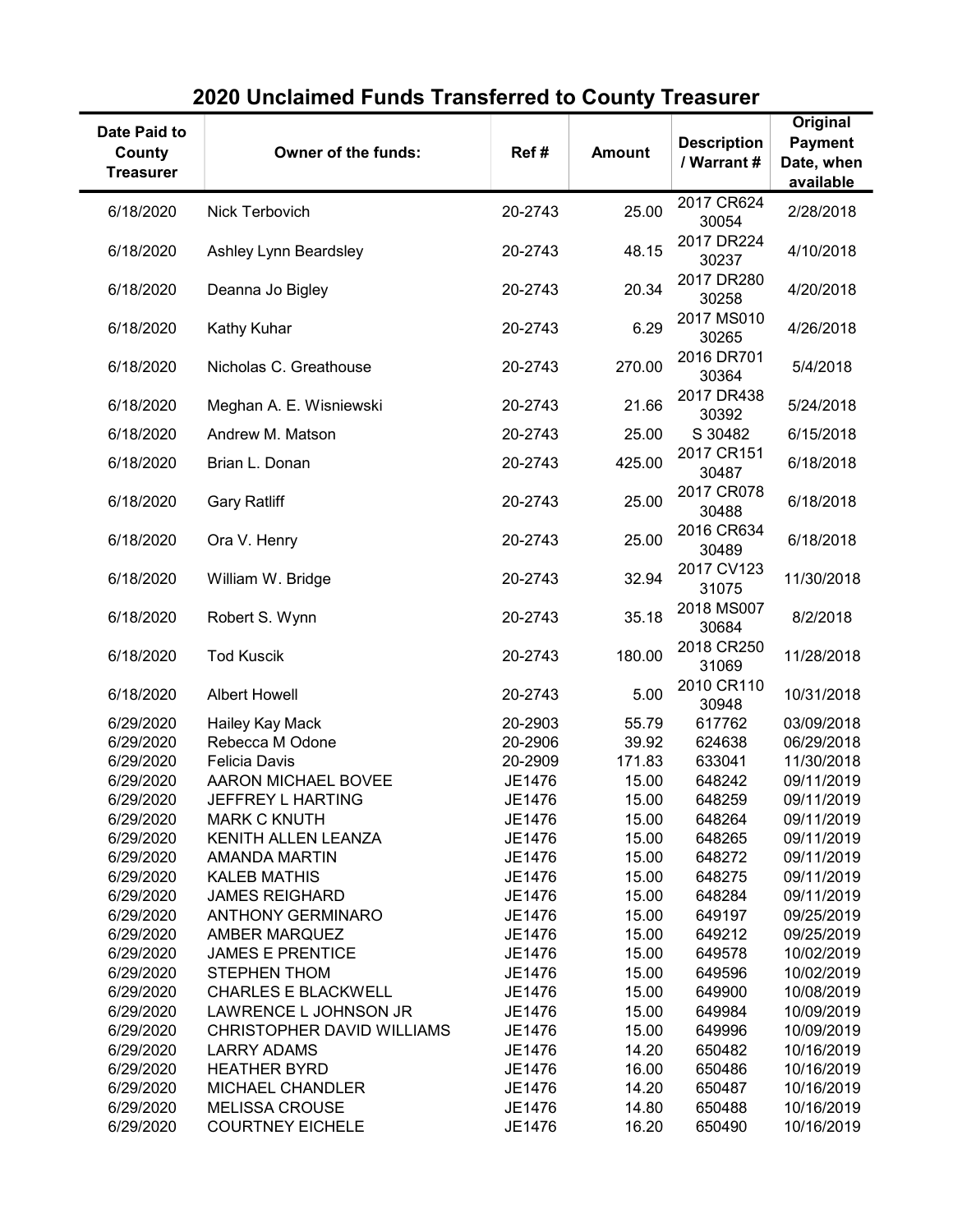## 2020 Unclaimed Funds Transferred to County Treasurer

| Date Paid to County Treasurer | Owner of the funds: | Ref # | Amount | Description / Warrant # | Original Payment Date, when available |
|---|---|---|---|---|---|
| 6/18/2020 | Nick Terbovich | 20-2743 | 25.00 | 2017 CR624 30054 | 2/28/2018 |
| 6/18/2020 | Ashley Lynn Beardsley | 20-2743 | 48.15 | 2017 DR224 30237 | 4/10/2018 |
| 6/18/2020 | Deanna Jo Bigley | 20-2743 | 20.34 | 2017 DR280 30258 | 4/20/2018 |
| 6/18/2020 | Kathy Kuhar | 20-2743 | 6.29 | 2017 MS010 30265 | 4/26/2018 |
| 6/18/2020 | Nicholas C. Greathouse | 20-2743 | 270.00 | 2016 DR701 30364 | 5/4/2018 |
| 6/18/2020 | Meghan A. E. Wisniewski | 20-2743 | 21.66 | 2017 DR438 30392 | 5/24/2018 |
| 6/18/2020 | Andrew M. Matson | 20-2743 | 25.00 | S 30482 | 6/15/2018 |
| 6/18/2020 | Brian L. Donan | 20-2743 | 425.00 | 2017 CR151 30487 | 6/18/2018 |
| 6/18/2020 | Gary Ratliff | 20-2743 | 25.00 | 2017 CR078 30488 | 6/18/2018 |
| 6/18/2020 | Ora V. Henry | 20-2743 | 25.00 | 2016 CR634 30489 | 6/18/2018 |
| 6/18/2020 | William W. Bridge | 20-2743 | 32.94 | 2017 CV123 31075 | 11/30/2018 |
| 6/18/2020 | Robert S. Wynn | 20-2743 | 35.18 | 2018 MS007 30684 | 8/2/2018 |
| 6/18/2020 | Tod Kuscik | 20-2743 | 180.00 | 2018 CR250 31069 | 11/28/2018 |
| 6/18/2020 | Albert Howell | 20-2743 | 5.00 | 2010 CR110 30948 | 10/31/2018 |
| 6/29/2020 | Hailey Kay Mack | 20-2903 | 55.79 | 617762 | 03/09/2018 |
| 6/29/2020 | Rebecca M Odone | 20-2906 | 39.92 | 624638 | 06/29/2018 |
| 6/29/2020 | Felicia Davis | 20-2909 | 171.83 | 633041 | 11/30/2018 |
| 6/29/2020 | AARON MICHAEL BOVEE | JE1476 | 15.00 | 648242 | 09/11/2019 |
| 6/29/2020 | JEFFREY L HARTING | JE1476 | 15.00 | 648259 | 09/11/2019 |
| 6/29/2020 | MARK C KNUTH | JE1476 | 15.00 | 648264 | 09/11/2019 |
| 6/29/2020 | KENITH ALLEN LEANZA | JE1476 | 15.00 | 648265 | 09/11/2019 |
| 6/29/2020 | AMANDA MARTIN | JE1476 | 15.00 | 648272 | 09/11/2019 |
| 6/29/2020 | KALEB MATHIS | JE1476 | 15.00 | 648275 | 09/11/2019 |
| 6/29/2020 | JAMES REIGHARD | JE1476 | 15.00 | 648284 | 09/11/2019 |
| 6/29/2020 | ANTHONY GERMINARO | JE1476 | 15.00 | 649197 | 09/25/2019 |
| 6/29/2020 | AMBER MARQUEZ | JE1476 | 15.00 | 649212 | 09/25/2019 |
| 6/29/2020 | JAMES E PRENTICE | JE1476 | 15.00 | 649578 | 10/02/2019 |
| 6/29/2020 | STEPHEN THOM | JE1476 | 15.00 | 649596 | 10/02/2019 |
| 6/29/2020 | CHARLES E BLACKWELL | JE1476 | 15.00 | 649900 | 10/08/2019 |
| 6/29/2020 | LAWRENCE L JOHNSON JR | JE1476 | 15.00 | 649984 | 10/09/2019 |
| 6/29/2020 | CHRISTOPHER DAVID WILLIAMS | JE1476 | 15.00 | 649996 | 10/09/2019 |
| 6/29/2020 | LARRY ADAMS | JE1476 | 14.20 | 650482 | 10/16/2019 |
| 6/29/2020 | HEATHER BYRD | JE1476 | 16.00 | 650486 | 10/16/2019 |
| 6/29/2020 | MICHAEL CHANDLER | JE1476 | 14.20 | 650487 | 10/16/2019 |
| 6/29/2020 | MELISSA CROUSE | JE1476 | 14.80 | 650488 | 10/16/2019 |
| 6/29/2020 | COURTNEY EICHELE | JE1476 | 16.20 | 650490 | 10/16/2019 |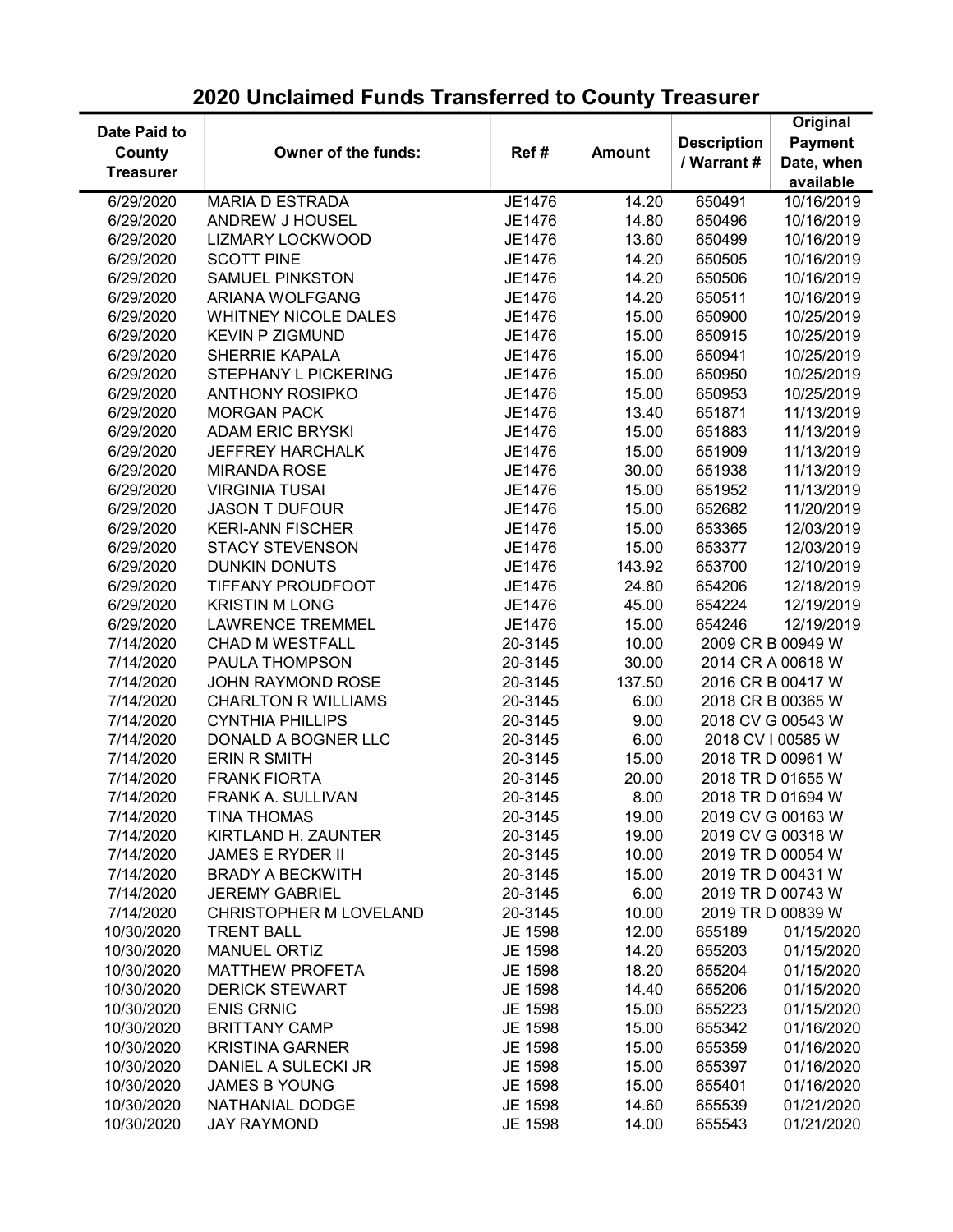## 2020 Unclaimed Funds Transferred to County Treasurer

| Date Paid to County Treasurer | Owner of the funds: | Ref # | Amount | Description / Warrant # | Original Payment Date, when available |
|---|---|---|---|---|---|
| 6/29/2020 | MARIA D ESTRADA | JE1476 | 14.20 | 650491 | 10/16/2019 |
| 6/29/2020 | ANDREW J HOUSEL | JE1476 | 14.80 | 650496 | 10/16/2019 |
| 6/29/2020 | LIZMARY LOCKWOOD | JE1476 | 13.60 | 650499 | 10/16/2019 |
| 6/29/2020 | SCOTT PINE | JE1476 | 14.20 | 650505 | 10/16/2019 |
| 6/29/2020 | SAMUEL PINKSTON | JE1476 | 14.20 | 650506 | 10/16/2019 |
| 6/29/2020 | ARIANA WOLFGANG | JE1476 | 14.20 | 650511 | 10/16/2019 |
| 6/29/2020 | WHITNEY NICOLE DALES | JE1476 | 15.00 | 650900 | 10/25/2019 |
| 6/29/2020 | KEVIN P ZIGMUND | JE1476 | 15.00 | 650915 | 10/25/2019 |
| 6/29/2020 | SHERRIE KAPALA | JE1476 | 15.00 | 650941 | 10/25/2019 |
| 6/29/2020 | STEPHANY L PICKERING | JE1476 | 15.00 | 650950 | 10/25/2019 |
| 6/29/2020 | ANTHONY ROSIPKO | JE1476 | 15.00 | 650953 | 10/25/2019 |
| 6/29/2020 | MORGAN PACK | JE1476 | 13.40 | 651871 | 11/13/2019 |
| 6/29/2020 | ADAM ERIC BRYSKI | JE1476 | 15.00 | 651883 | 11/13/2019 |
| 6/29/2020 | JEFFREY HARCHALK | JE1476 | 15.00 | 651909 | 11/13/2019 |
| 6/29/2020 | MIRANDA ROSE | JE1476 | 30.00 | 651938 | 11/13/2019 |
| 6/29/2020 | VIRGINIA TUSAI | JE1476 | 15.00 | 651952 | 11/13/2019 |
| 6/29/2020 | JASON T DUFOUR | JE1476 | 15.00 | 652682 | 11/20/2019 |
| 6/29/2020 | KERI-ANN FISCHER | JE1476 | 15.00 | 653365 | 12/03/2019 |
| 6/29/2020 | STACY STEVENSON | JE1476 | 15.00 | 653377 | 12/03/2019 |
| 6/29/2020 | DUNKIN DONUTS | JE1476 | 143.92 | 653700 | 12/10/2019 |
| 6/29/2020 | TIFFANY PROUDFOOT | JE1476 | 24.80 | 654206 | 12/18/2019 |
| 6/29/2020 | KRISTIN M LONG | JE1476 | 45.00 | 654224 | 12/19/2019 |
| 6/29/2020 | LAWRENCE TREMMEL | JE1476 | 15.00 | 654246 | 12/19/2019 |
| 7/14/2020 | CHAD M WESTFALL | 20-3145 | 10.00 | 2009 CR B 00949 W | |
| 7/14/2020 | PAULA THOMPSON | 20-3145 | 30.00 | 2014 CR A 00618 W | |
| 7/14/2020 | JOHN RAYMOND ROSE | 20-3145 | 137.50 | 2016 CR B 00417 W | |
| 7/14/2020 | CHARLTON R WILLIAMS | 20-3145 | 6.00 | 2018 CR B 00365 W | |
| 7/14/2020 | CYNTHIA PHILLIPS | 20-3145 | 9.00 | 2018 CV G 00543 W | |
| 7/14/2020 | DONALD A BOGNER LLC | 20-3145 | 6.00 | 2018 CV I 00585 W | |
| 7/14/2020 | ERIN R SMITH | 20-3145 | 15.00 | 2018 TR D 00961 W | |
| 7/14/2020 | FRANK FIORTA | 20-3145 | 20.00 | 2018 TR D 01655 W | |
| 7/14/2020 | FRANK A. SULLIVAN | 20-3145 | 8.00 | 2018 TR D 01694 W | |
| 7/14/2020 | TINA THOMAS | 20-3145 | 19.00 | 2019 CV G 00163 W | |
| 7/14/2020 | KIRTLAND H. ZAUNTER | 20-3145 | 19.00 | 2019 CV G 00318 W | |
| 7/14/2020 | JAMES E RYDER II | 20-3145 | 10.00 | 2019 TR D 00054 W | |
| 7/14/2020 | BRADY A BECKWITH | 20-3145 | 15.00 | 2019 TR D 00431 W | |
| 7/14/2020 | JEREMY GABRIEL | 20-3145 | 6.00 | 2019 TR D 00743 W | |
| 7/14/2020 | CHRISTOPHER M LOVELAND | 20-3145 | 10.00 | 2019 TR D 00839 W | |
| 10/30/2020 | TRENT BALL | JE 1598 | 12.00 | 655189 | 01/15/2020 |
| 10/30/2020 | MANUEL ORTIZ | JE 1598 | 14.20 | 655203 | 01/15/2020 |
| 10/30/2020 | MATTHEW PROFETA | JE 1598 | 18.20 | 655204 | 01/15/2020 |
| 10/30/2020 | DERICK STEWART | JE 1598 | 14.40 | 655206 | 01/15/2020 |
| 10/30/2020 | ENIS CRNIC | JE 1598 | 15.00 | 655223 | 01/15/2020 |
| 10/30/2020 | BRITTANY CAMP | JE 1598 | 15.00 | 655342 | 01/16/2020 |
| 10/30/2020 | KRISTINA GARNER | JE 1598 | 15.00 | 655359 | 01/16/2020 |
| 10/30/2020 | DANIEL A SULECKI JR | JE 1598 | 15.00 | 655397 | 01/16/2020 |
| 10/30/2020 | JAMES B YOUNG | JE 1598 | 15.00 | 655401 | 01/16/2020 |
| 10/30/2020 | NATHANIAL DODGE | JE 1598 | 14.60 | 655539 | 01/21/2020 |
| 10/30/2020 | JAY RAYMOND | JE 1598 | 14.00 | 655543 | 01/21/2020 |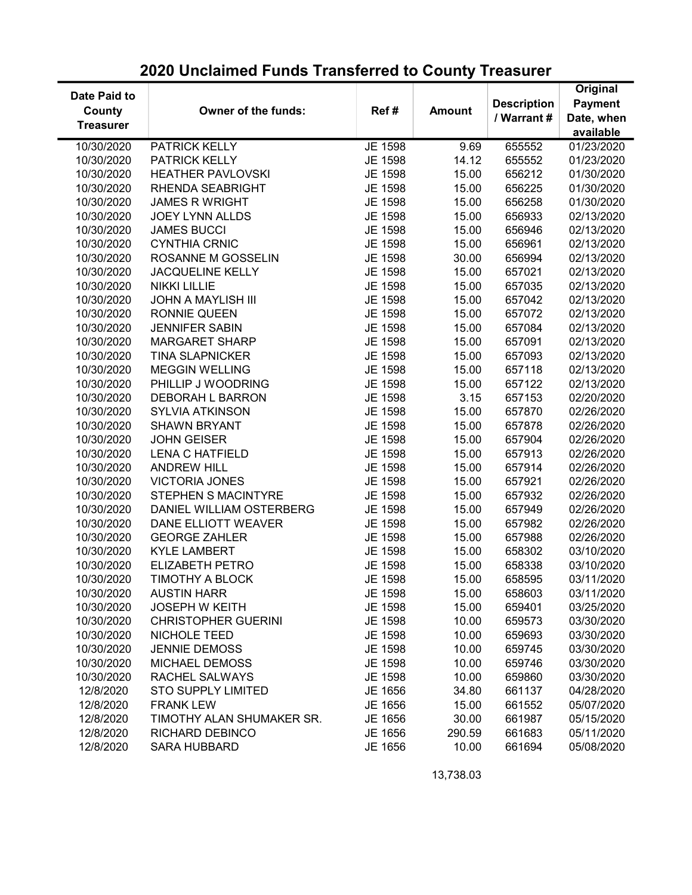# 2020 Unclaimed Funds Transferred to County Treasurer

| Date Paid to County Treasurer | Owner of the funds: | Ref # | Amount | Description / Warrant # | Original Payment Date, when available |
|---|---|---|---|---|---|
| 10/30/2020 | PATRICK KELLY | JE 1598 | 9.69 | 655552 | 01/23/2020 |
| 10/30/2020 | PATRICK KELLY | JE 1598 | 14.12 | 655552 | 01/23/2020 |
| 10/30/2020 | HEATHER PAVLOVSKI | JE 1598 | 15.00 | 656212 | 01/30/2020 |
| 10/30/2020 | RHENDA SEABRIGHT | JE 1598 | 15.00 | 656225 | 01/30/2020 |
| 10/30/2020 | JAMES R WRIGHT | JE 1598 | 15.00 | 656258 | 01/30/2020 |
| 10/30/2020 | JOEY LYNN ALLDS | JE 1598 | 15.00 | 656933 | 02/13/2020 |
| 10/30/2020 | JAMES BUCCI | JE 1598 | 15.00 | 656946 | 02/13/2020 |
| 10/30/2020 | CYNTHIA CRNIC | JE 1598 | 15.00 | 656961 | 02/13/2020 |
| 10/30/2020 | ROSANNE M GOSSELIN | JE 1598 | 30.00 | 656994 | 02/13/2020 |
| 10/30/2020 | JACQUELINE KELLY | JE 1598 | 15.00 | 657021 | 02/13/2020 |
| 10/30/2020 | NIKKI LILLIE | JE 1598 | 15.00 | 657035 | 02/13/2020 |
| 10/30/2020 | JOHN A MAYLISH III | JE 1598 | 15.00 | 657042 | 02/13/2020 |
| 10/30/2020 | RONNIE QUEEN | JE 1598 | 15.00 | 657072 | 02/13/2020 |
| 10/30/2020 | JENNIFER SABIN | JE 1598 | 15.00 | 657084 | 02/13/2020 |
| 10/30/2020 | MARGARET SHARP | JE 1598 | 15.00 | 657091 | 02/13/2020 |
| 10/30/2020 | TINA SLAPNICKER | JE 1598 | 15.00 | 657093 | 02/13/2020 |
| 10/30/2020 | MEGGIN WELLING | JE 1598 | 15.00 | 657118 | 02/13/2020 |
| 10/30/2020 | PHILLIP J WOODRING | JE 1598 | 15.00 | 657122 | 02/13/2020 |
| 10/30/2020 | DEBORAH L BARRON | JE 1598 | 3.15 | 657153 | 02/20/2020 |
| 10/30/2020 | SYLVIA ATKINSON | JE 1598 | 15.00 | 657870 | 02/26/2020 |
| 10/30/2020 | SHAWN BRYANT | JE 1598 | 15.00 | 657878 | 02/26/2020 |
| 10/30/2020 | JOHN GEISER | JE 1598 | 15.00 | 657904 | 02/26/2020 |
| 10/30/2020 | LENA C HATFIELD | JE 1598 | 15.00 | 657913 | 02/26/2020 |
| 10/30/2020 | ANDREW HILL | JE 1598 | 15.00 | 657914 | 02/26/2020 |
| 10/30/2020 | VICTORIA JONES | JE 1598 | 15.00 | 657921 | 02/26/2020 |
| 10/30/2020 | STEPHEN S MACINTYRE | JE 1598 | 15.00 | 657932 | 02/26/2020 |
| 10/30/2020 | DANIEL WILLIAM OSTERBERG | JE 1598 | 15.00 | 657949 | 02/26/2020 |
| 10/30/2020 | DANE ELLIOTT WEAVER | JE 1598 | 15.00 | 657982 | 02/26/2020 |
| 10/30/2020 | GEORGE ZAHLER | JE 1598 | 15.00 | 657988 | 02/26/2020 |
| 10/30/2020 | KYLE LAMBERT | JE 1598 | 15.00 | 658302 | 03/10/2020 |
| 10/30/2020 | ELIZABETH PETRO | JE 1598 | 15.00 | 658338 | 03/10/2020 |
| 10/30/2020 | TIMOTHY A BLOCK | JE 1598 | 15.00 | 658595 | 03/11/2020 |
| 10/30/2020 | AUSTIN HARR | JE 1598 | 15.00 | 658603 | 03/11/2020 |
| 10/30/2020 | JOSEPH W KEITH | JE 1598 | 15.00 | 659401 | 03/25/2020 |
| 10/30/2020 | CHRISTOPHER GUERINI | JE 1598 | 10.00 | 659573 | 03/30/2020 |
| 10/30/2020 | NICHOLE TEED | JE 1598 | 10.00 | 659693 | 03/30/2020 |
| 10/30/2020 | JENNIE DEMOSS | JE 1598 | 10.00 | 659745 | 03/30/2020 |
| 10/30/2020 | MICHAEL DEMOSS | JE 1598 | 10.00 | 659746 | 03/30/2020 |
| 10/30/2020 | RACHEL SALWAYS | JE 1598 | 10.00 | 659860 | 03/30/2020 |
| 12/8/2020 | STO SUPPLY LIMITED | JE 1656 | 34.80 | 661137 | 04/28/2020 |
| 12/8/2020 | FRANK LEW | JE 1656 | 15.00 | 661552 | 05/07/2020 |
| 12/8/2020 | TIMOTHY ALAN SHUMAKER SR. | JE 1656 | 30.00 | 661987 | 05/15/2020 |
| 12/8/2020 | RICHARD DEBINCO | JE 1656 | 290.59 | 661683 | 05/11/2020 |
| 12/8/2020 | SARA HUBBARD | JE 1656 | 10.00 | 661694 | 05/08/2020 |
| | | | 13,738.03 | | |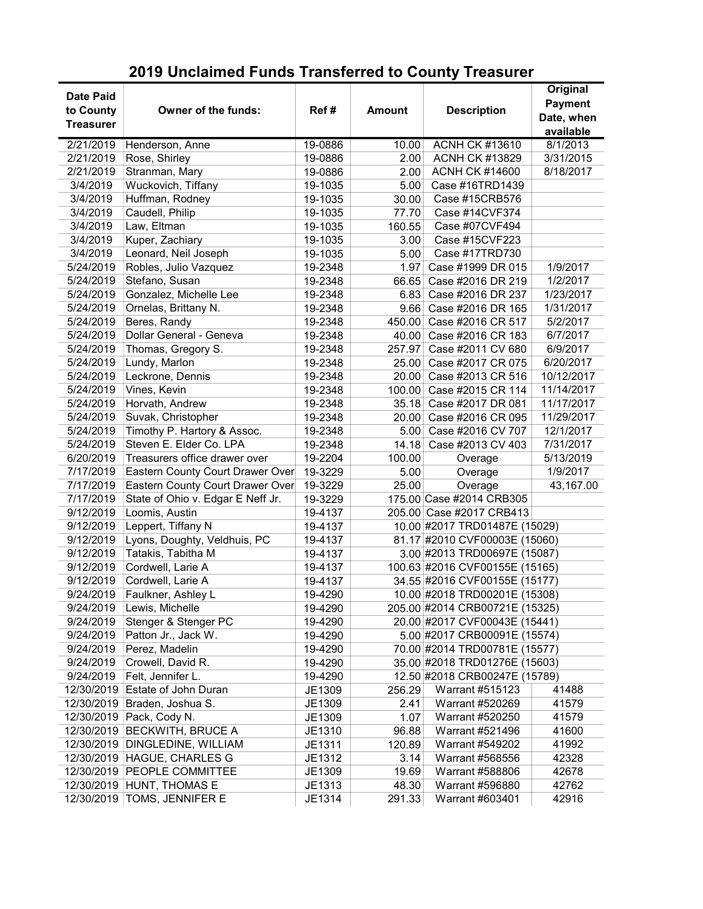# 2019 Unclaimed Funds Transferred to County Treasurer

| Date Paid to County Treasurer | Owner of the funds: | Ref # | Amount | Description | Original Payment Date, when available |
|---|---|---|---|---|---|
| 2/21/2019 | Henderson, Anne | 19-0886 | 10.00 | ACNH CK #13610 | 8/1/2013 |
| 2/21/2019 | Rose, Shirley | 19-0886 | 2.00 | ACNH CK #13829 | 3/31/2015 |
| 2/21/2019 | Stranman, Mary | 19-0886 | 2.00 | ACNH CK #14600 | 8/18/2017 |
| 3/4/2019 | Wuckovich, Tiffany | 19-1035 | 5.00 | Case #16TRD1439 | |
| 3/4/2019 | Huffman, Rodney | 19-1035 | 30.00 | Case #15CRB576 | |
| 3/4/2019 | Caudell, Philip | 19-1035 | 77.70 | Case #14CVF374 | |
| 3/4/2019 | Law, Eltman | 19-1035 | 160.55 | Case #07CVF494 | |
| 3/4/2019 | Kuper, Zachiary | 19-1035 | 3.00 | Case #15CVF223 | |
| 3/4/2019 | Leonard, Neil Joseph | 19-1035 | 5.00 | Case #17TRD730 | |
| 5/24/2019 | Robles, Julio Vazquez | 19-2348 | 1.97 | Case #1999 DR 015 | 1/9/2017 |
| 5/24/2019 | Stefano, Susan | 19-2348 | 66.65 | Case #2016 DR 219 | 1/2/2017 |
| 5/24/2019 | Gonzalez, Michelle Lee | 19-2348 | 6.83 | Case #2016 DR 237 | 1/23/2017 |
| 5/24/2019 | Ornelas, Brittany N. | 19-2348 | 9.66 | Case #2016 DR 165 | 1/31/2017 |
| 5/24/2019 | Beres, Randy | 19-2348 | 450.00 | Case #2016 CR 517 | 5/2/2017 |
| 5/24/2019 | Dollar General - Geneva | 19-2348 | 40.00 | Case #2016 CR 183 | 6/7/2017 |
| 5/24/2019 | Thomas, Gregory S. | 19-2348 | 257.97 | Case #2011 CV 680 | 6/9/2017 |
| 5/24/2019 | Lundy, Marlon | 19-2348 | 25.00 | Case #2017 CR 075 | 6/20/2017 |
| 5/24/2019 | Leckrone, Dennis | 19-2348 | 20.00 | Case #2013 CR 516 | 10/12/2017 |
| 5/24/2019 | Vines, Kevin | 19-2348 | 100.00 | Case #2015 CR 114 | 11/14/2017 |
| 5/24/2019 | Horvath, Andrew | 19-2348 | 35.18 | Case #2017 DR 081 | 11/17/2017 |
| 5/24/2019 | Suvak, Christopher | 19-2348 | 20.00 | Case #2016 CR 095 | 11/29/2017 |
| 5/24/2019 | Timothy P. Hartory & Assoc. | 19-2348 | 5.00 | Case #2016 CV 707 | 12/1/2017 |
| 5/24/2019 | Steven E. Elder Co. LPA | 19-2348 | 14.18 | Case #2013 CV 403 | 7/31/2017 |
| 6/20/2019 | Treasurers office drawer over | 19-2204 | 100.00 | Overage | 5/13/2019 |
| 7/17/2019 | Eastern County Court Drawer Over | 19-3229 | 5.00 | Overage | 1/9/2017 |
| 7/17/2019 | Eastern County Court Drawer Over | 19-3229 | 25.00 | Overage | 43,167.00 |
| 7/17/2019 | State of Ohio v. Edgar E Neff Jr. | 19-3229 | 175.00 | Case #2014 CRB305 | |
| 9/12/2019 | Loomis, Austin | 19-4137 | 205.00 | Case #2017 CRB413 | |
| 9/12/2019 | Leppert, Tiffany N | 19-4137 | 10.00 | #2017 TRD01487E (15029) | |
| 9/12/2019 | Lyons, Doughty, Veldhuis, PC | 19-4137 | 81.17 | #2010 CVF00003E (15060) | |
| 9/12/2019 | Tatakis, Tabitha M | 19-4137 | 3.00 | #2013 TRD00697E (15087) | |
| 9/12/2019 | Cordwell, Larie A | 19-4137 | 100.63 | #2016 CVF00155E (15165) | |
| 9/12/2019 | Cordwell, Larie A | 19-4137 | 34.55 | #2016 CVF00155E (15177) | |
| 9/24/2019 | Faulkner, Ashley L | 19-4290 | 10.00 | #2018 TRD00201E (15308) | |
| 9/24/2019 | Lewis, Michelle | 19-4290 | 205.00 | #2014 CRB00721E (15325) | |
| 9/24/2019 | Stenger & Stenger PC | 19-4290 | 20.00 | #2017 CVF00043E (15441) | |
| 9/24/2019 | Patton Jr., Jack W. | 19-4290 | 5.00 | #2017 CRB00091E (15574) | |
| 9/24/2019 | Perez, Madelin | 19-4290 | 70.00 | #2014 TRD00781E (15577) | |
| 9/24/2019 | Crowell, David R. | 19-4290 | 35.00 | #2018 TRD01276E (15603) | |
| 9/24/2019 | Felt, Jennifer L. | 19-4290 | 12.50 | #2018 CRB00247E (15789) | |
| 12/30/2019 | Estate of John Duran | JE1309 | 256.29 | Warrant #515123 | 41488 |
| 12/30/2019 | Braden, Joshua S. | JE1309 | 2.41 | Warrant #520269 | 41579 |
| 12/30/2019 | Pack, Cody N. | JE1309 | 1.07 | Warrant #520250 | 41579 |
| 12/30/2019 | BECKWITH, BRUCE A | JE1310 | 96.88 | Warrant #521496 | 41600 |
| 12/30/2019 | DINGLEDINE, WILLIAM | JE1311 | 120.89 | Warrant #549202 | 41992 |
| 12/30/2019 | HAGUE, CHARLES G | JE1312 | 3.14 | Warrant #568556 | 42328 |
| 12/30/2019 | PEOPLE COMMITTEE | JE1309 | 19.69 | Warrant #588806 | 42678 |
| 12/30/2019 | HUNT, THOMAS E | JE1313 | 48.30 | Warrant #596880 | 42762 |
| 12/30/2019 | TOMS, JENNIFER E | JE1314 | 291.33 | Warrant #603401 | 42916 |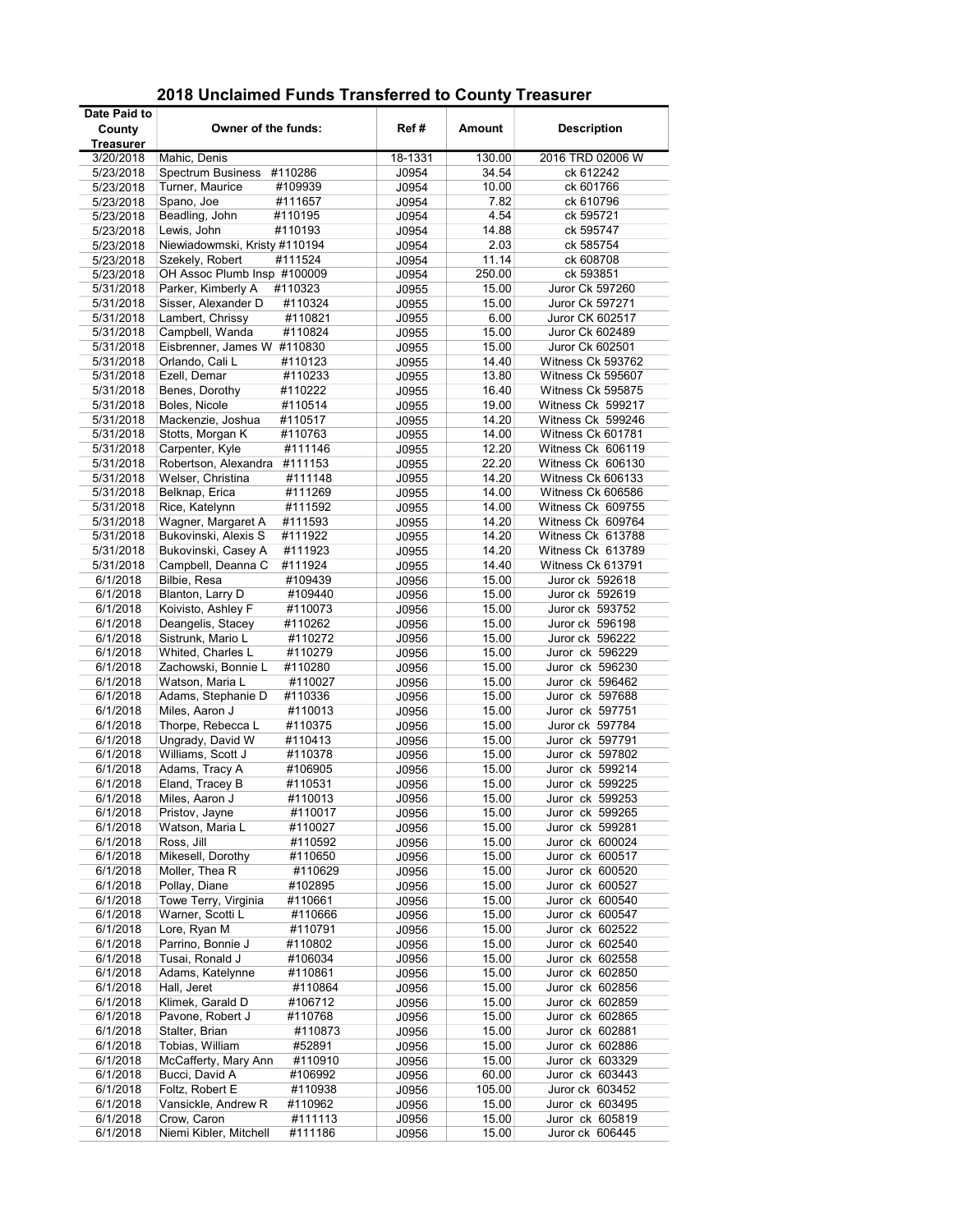## 2018 Unclaimed Funds Transferred to County Treasurer

| Date Paid to County Treasurer | Owner of the funds: | Ref # | Amount | Description |
|---|---|---|---|---|
| 3/20/2018 | Mahic, Denis | 18-1331 | 130.00 | 2016 TRD 02006 W |
| 5/23/2018 | Spectrum Business #110286 | J0954 | 34.54 | ck 612242 |
| 5/23/2018 | Turner, Maurice #109939 | J0954 | 10.00 | ck 601766 |
| 5/23/2018 | Spano, Joe #111657 | J0954 | 7.82 | ck 610796 |
| 5/23/2018 | Beadling, John #110195 | J0954 | 4.54 | ck 595721 |
| 5/23/2018 | Lewis, John #110193 | J0954 | 14.88 | ck 595747 |
| 5/23/2018 | Niewiadowmski, Kristy #110194 | J0954 | 2.03 | ck 585754 |
| 5/23/2018 | Szekely, Robert #111524 | J0954 | 11.14 | ck 608708 |
| 5/23/2018 | OH Assoc Plumb Insp #100009 | J0954 | 250.00 | ck 593851 |
| 5/31/2018 | Parker, Kimberly A #110323 | J0955 | 15.00 | Juror Ck 597260 |
| 5/31/2018 | Sisser, Alexander D #110324 | J0955 | 15.00 | Juror Ck 597271 |
| 5/31/2018 | Lambert, Chrissy #110821 | J0955 | 6.00 | Juror CK 602517 |
| 5/31/2018 | Campbell, Wanda #110824 | J0955 | 15.00 | Juror Ck 602489 |
| 5/31/2018 | Eisbrenner, James W #110830 | J0955 | 15.00 | Juror Ck 602501 |
| 5/31/2018 | Orlando, Cali L #110123 | J0955 | 14.40 | Witness Ck 593762 |
| 5/31/2018 | Ezell, Demar #110233 | J0955 | 13.80 | Witness Ck 595607 |
| 5/31/2018 | Benes, Dorothy #110222 | J0955 | 16.40 | Witness Ck 595875 |
| 5/31/2018 | Boles, Nicole #110514 | J0955 | 19.00 | Witness Ck 599217 |
| 5/31/2018 | Mackenzie, Joshua #110517 | J0955 | 14.20 | Witness Ck 599246 |
| 5/31/2018 | Stotts, Morgan K #110763 | J0955 | 14.00 | Witness Ck 601781 |
| 5/31/2018 | Carpenter, Kyle #111146 | J0955 | 12.20 | Witness Ck 606119 |
| 5/31/2018 | Robertson, Alexandra #111153 | J0955 | 22.20 | Witness Ck 606130 |
| 5/31/2018 | Welser, Christina #111148 | J0955 | 14.20 | Witness Ck 606133 |
| 5/31/2018 | Belknap, Erica #111269 | J0955 | 14.00 | Witness Ck 606586 |
| 5/31/2018 | Rice, Katelynn #111592 | J0955 | 14.00 | Witness Ck 609755 |
| 5/31/2018 | Wagner, Margaret A #111593 | J0955 | 14.20 | Witness Ck 609764 |
| 5/31/2018 | Bukovinski, Alexis S #111922 | J0955 | 14.20 | Witness Ck 613788 |
| 5/31/2018 | Bukovinski, Casey A #111923 | J0955 | 14.20 | Witness Ck 613789 |
| 5/31/2018 | Campbell, Deanna C #111924 | J0955 | 14.40 | Witness Ck 613791 |
| 6/1/2018 | Bilbie, Resa #109439 | J0956 | 15.00 | Juror ck 592618 |
| 6/1/2018 | Blanton, Larry D #109440 | J0956 | 15.00 | Juror ck 592619 |
| 6/1/2018 | Koivisto, Ashley F #110073 | J0956 | 15.00 | Juror ck 593752 |
| 6/1/2018 | Deangelis, Stacey #110262 | J0956 | 15.00 | Juror ck 596198 |
| 6/1/2018 | Sistrunk, Mario L #110272 | J0956 | 15.00 | Juror ck 596222 |
| 6/1/2018 | Whited, Charles L #110279 | J0956 | 15.00 | Juror ck 596229 |
| 6/1/2018 | Zachowski, Bonnie L #110280 | J0956 | 15.00 | Juror ck 596230 |
| 6/1/2018 | Watson, Maria L #110027 | J0956 | 15.00 | Juror ck 596462 |
| 6/1/2018 | Adams, Stephanie D #110336 | J0956 | 15.00 | Juror ck 597688 |
| 6/1/2018 | Miles, Aaron J #110013 | J0956 | 15.00 | Juror ck 597751 |
| 6/1/2018 | Thorpe, Rebecca L #110375 | J0956 | 15.00 | Juror ck 597784 |
| 6/1/2018 | Ungrady, David W #110413 | J0956 | 15.00 | Juror ck 597791 |
| 6/1/2018 | Williams, Scott J #110378 | J0956 | 15.00 | Juror ck 597802 |
| 6/1/2018 | Adams, Tracy A #106905 | J0956 | 15.00 | Juror ck 599214 |
| 6/1/2018 | Eland, Tracey B #110531 | J0956 | 15.00 | Juror ck 599225 |
| 6/1/2018 | Miles, Aaron J #110013 | J0956 | 15.00 | Juror ck 599253 |
| 6/1/2018 | Pristov, Jayne #110017 | J0956 | 15.00 | Juror ck 599265 |
| 6/1/2018 | Watson, Maria L #110027 | J0956 | 15.00 | Juror ck 599281 |
| 6/1/2018 | Ross, Jill #110592 | J0956 | 15.00 | Juror ck 600024 |
| 6/1/2018 | Mikesell, Dorothy #110650 | J0956 | 15.00 | Juror ck 600517 |
| 6/1/2018 | Moller, Thea R #110629 | J0956 | 15.00 | Juror ck 600520 |
| 6/1/2018 | Pollay, Diane #102895 | J0956 | 15.00 | Juror ck 600527 |
| 6/1/2018 | Towe Terry, Virginia #110661 | J0956 | 15.00 | Juror ck 600540 |
| 6/1/2018 | Warner, Scotti L #110666 | J0956 | 15.00 | Juror ck 600547 |
| 6/1/2018 | Lore, Ryan M #110791 | J0956 | 15.00 | Juror ck 602522 |
| 6/1/2018 | Parrino, Bonnie J #110802 | J0956 | 15.00 | Juror ck 602540 |
| 6/1/2018 | Tusai, Ronald J #106034 | J0956 | 15.00 | Juror ck 602558 |
| 6/1/2018 | Adams, Katelynne #110861 | J0956 | 15.00 | Juror ck 602850 |
| 6/1/2018 | Hall, Jeret #110864 | J0956 | 15.00 | Juror ck 602856 |
| 6/1/2018 | Klimek, Garald D #106712 | J0956 | 15.00 | Juror ck 602859 |
| 6/1/2018 | Pavone, Robert J #110768 | J0956 | 15.00 | Juror ck 602865 |
| 6/1/2018 | Stalter, Brian #110873 | J0956 | 15.00 | Juror ck 602881 |
| 6/1/2018 | Tobias, William #52891 | J0956 | 15.00 | Juror ck 602886 |
| 6/1/2018 | McCafferty, Mary Ann #110910 | J0956 | 15.00 | Juror ck 603329 |
| 6/1/2018 | Bucci, David A #106992 | J0956 | 60.00 | Juror ck 603443 |
| 6/1/2018 | Foltz, Robert E #110938 | J0956 | 105.00 | Juror ck 603452 |
| 6/1/2018 | Vansickle, Andrew R #110962 | J0956 | 15.00 | Juror ck 603495 |
| 6/1/2018 | Crow, Caron #111113 | J0956 | 15.00 | Juror ck 605819 |
| 6/1/2018 | Niemi Kibler, Mitchell #111186 | J0956 | 15.00 | Juror ck 606445 |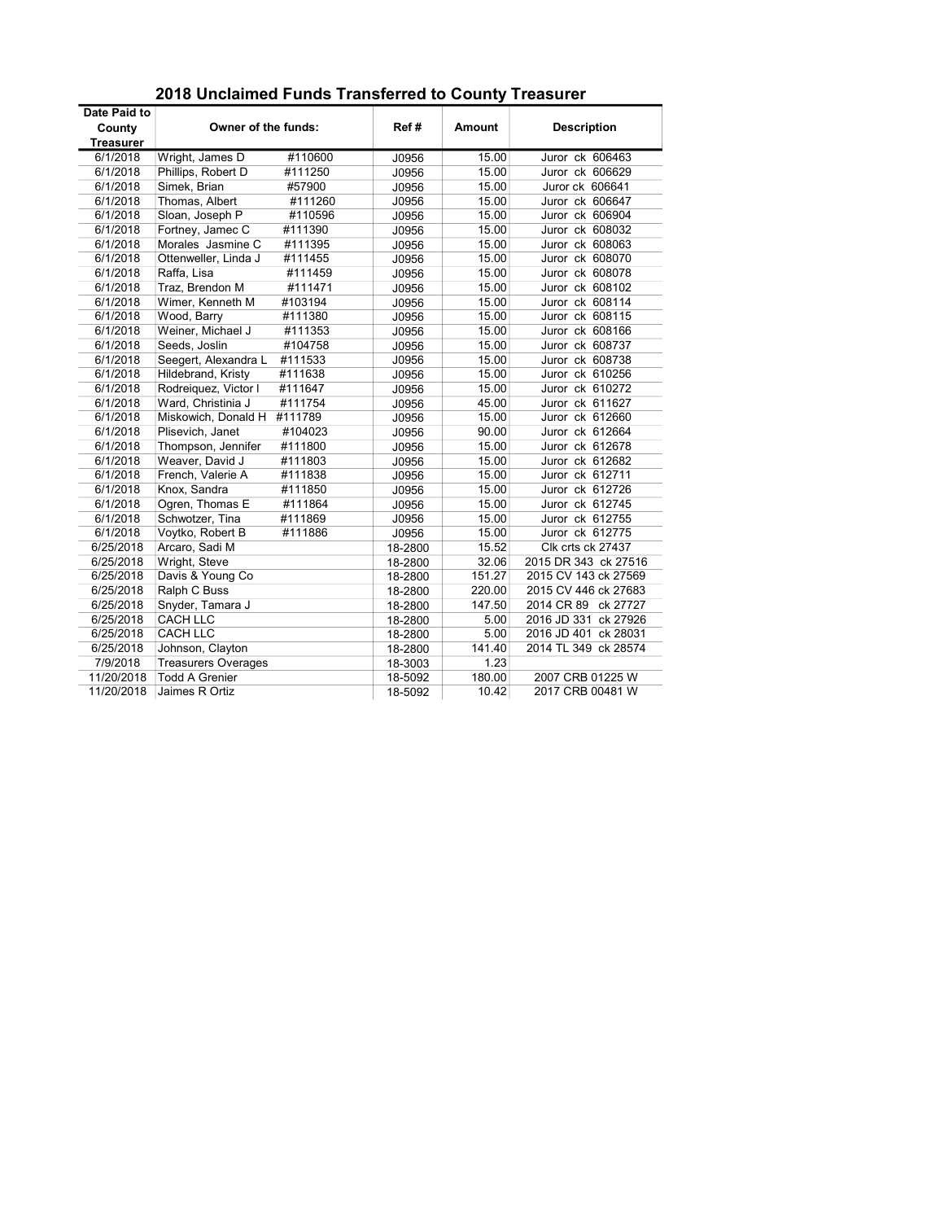## 2018 Unclaimed Funds Transferred to County Treasurer

| Date Paid to County Treasurer | Owner of the funds: | | Ref # | Amount | Description |
|---|---|---|---|---|---|
| 6/1/2018 | Wright, James D | #110600 | J0956 | 15.00 | Juror ck 606463 |
| 6/1/2018 | Phillips, Robert D | #111250 | J0956 | 15.00 | Juror ck 606629 |
| 6/1/2018 | Simek, Brian | #57900 | J0956 | 15.00 | Juror ck 606641 |
| 6/1/2018 | Thomas, Albert | #111260 | J0956 | 15.00 | Juror ck 606647 |
| 6/1/2018 | Sloan, Joseph P | #110596 | J0956 | 15.00 | Juror ck 606904 |
| 6/1/2018 | Fortney, Jamec C | #111390 | J0956 | 15.00 | Juror ck 608032 |
| 6/1/2018 | Morales Jasmine C | #111395 | J0956 | 15.00 | Juror ck 608063 |
| 6/1/2018 | Ottenweller, Linda J | #111455 | J0956 | 15.00 | Juror ck 608070 |
| 6/1/2018 | Raffa, Lisa | #111459 | J0956 | 15.00 | Juror ck 608078 |
| 6/1/2018 | Traz, Brendon M | #111471 | J0956 | 15.00 | Juror ck 608102 |
| 6/1/2018 | Wimer, Kenneth M | #103194 | J0956 | 15.00 | Juror ck 608114 |
| 6/1/2018 | Wood, Barry | #111380 | J0956 | 15.00 | Juror ck 608115 |
| 6/1/2018 | Weiner, Michael J | #111353 | J0956 | 15.00 | Juror ck 608166 |
| 6/1/2018 | Seeds, Joslin | #104758 | J0956 | 15.00 | Juror ck 608737 |
| 6/1/2018 | Seegert, Alexandra L | #111533 | J0956 | 15.00 | Juror ck 608738 |
| 6/1/2018 | Hildebrand, Kristy | #111638 | J0956 | 15.00 | Juror ck 610256 |
| 6/1/2018 | Rodreiquez, Victor I | #111647 | J0956 | 15.00 | Juror ck 610272 |
| 6/1/2018 | Ward, Christinia J | #111754 | J0956 | 45.00 | Juror ck 611627 |
| 6/1/2018 | Miskowich, Donald H | #111789 | J0956 | 15.00 | Juror ck 612660 |
| 6/1/2018 | Plisevich, Janet | #104023 | J0956 | 90.00 | Juror ck 612664 |
| 6/1/2018 | Thompson, Jennifer | #111800 | J0956 | 15.00 | Juror ck 612678 |
| 6/1/2018 | Weaver, David J | #111803 | J0956 | 15.00 | Juror ck 612682 |
| 6/1/2018 | French, Valerie A | #111838 | J0956 | 15.00 | Juror ck 612711 |
| 6/1/2018 | Knox, Sandra | #111850 | J0956 | 15.00 | Juror ck 612726 |
| 6/1/2018 | Ogren, Thomas E | #111864 | J0956 | 15.00 | Juror ck 612745 |
| 6/1/2018 | Schwotzer, Tina | #111869 | J0956 | 15.00 | Juror ck 612755 |
| 6/1/2018 | Voytko, Robert B | #111886 | J0956 | 15.00 | Juror ck 612775 |
| 6/25/2018 | Arcaro, Sadi M | | 18-2800 | 15.52 | Clk crts ck 27437 |
| 6/25/2018 | Wright, Steve | | 18-2800 | 32.06 | 2015 DR 343 ck 27516 |
| 6/25/2018 | Davis & Young Co | | 18-2800 | 151.27 | 2015 CV 143 ck 27569 |
| 6/25/2018 | Ralph C Buss | | 18-2800 | 220.00 | 2015 CV 446 ck 27683 |
| 6/25/2018 | Snyder, Tamara J | | 18-2800 | 147.50 | 2014 CR 89 ck 27727 |
| 6/25/2018 | CACH LLC | | 18-2800 | 5.00 | 2016 JD 331 ck 27926 |
| 6/25/2018 | CACH LLC | | 18-2800 | 5.00 | 2016 JD 401 ck 28031 |
| 6/25/2018 | Johnson, Clayton | | 18-2800 | 141.40 | 2014 TL 349 ck 28574 |
| 7/9/2018 | Treasurers Overages | | 18-3003 | 1.23 | |
| 11/20/2018 | Todd A Grenier | | 18-5092 | 180.00 | 2007 CRB 01225 W |
| 11/20/2018 | Jaimes R Ortiz | | 18-5092 | 10.42 | 2017 CRB 00481 W |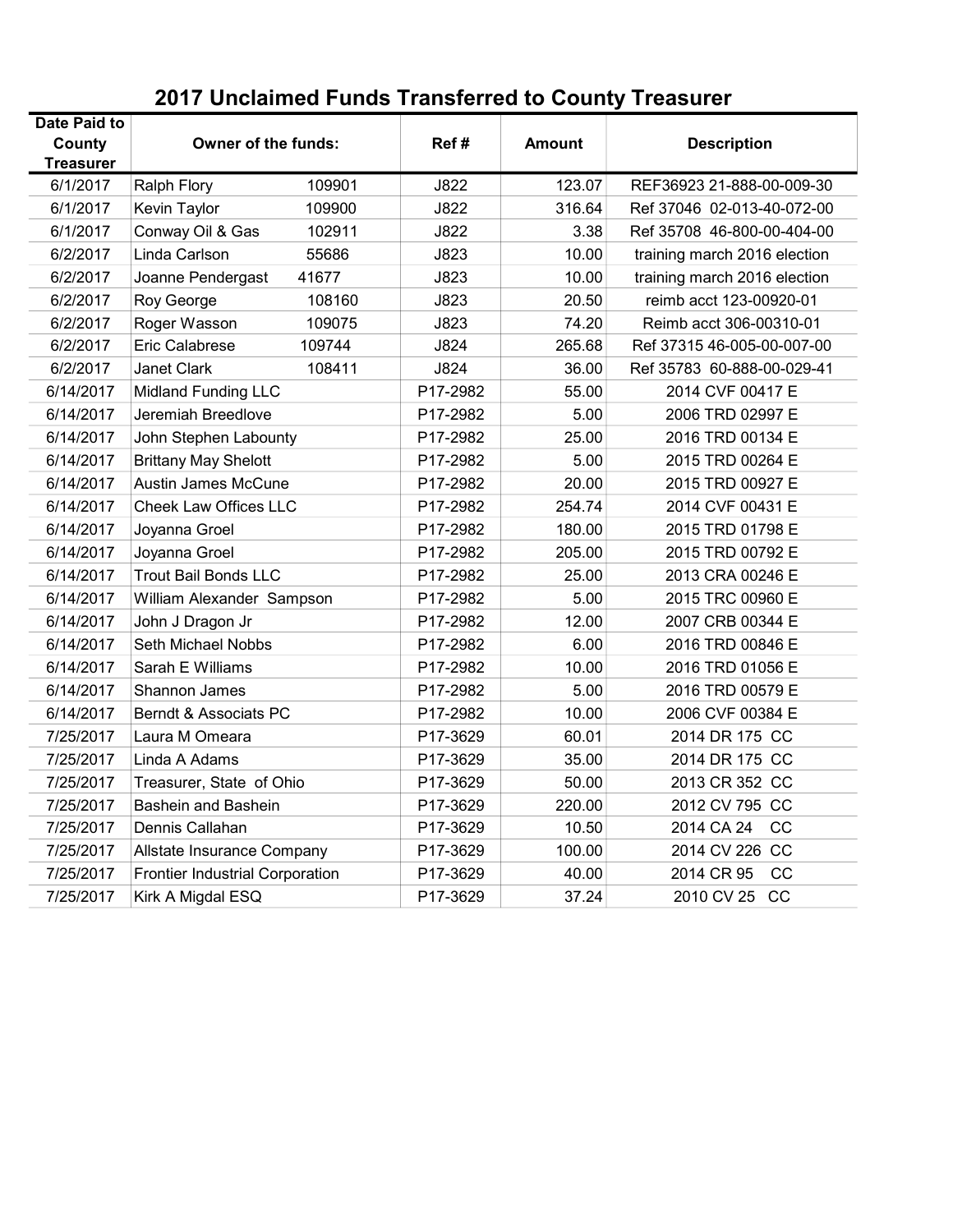# 2017 Unclaimed Funds Transferred to County Treasurer

| Date Paid to County Treasurer | Owner of the funds: | Ref # | Amount | Description |
|---|---|---|---|---|
| 6/1/2017 | Ralph Flory 109901 | J822 | 123.07 | REF36923 21-888-00-009-30 |
| 6/1/2017 | Kevin Taylor 109900 | J822 | 316.64 | Ref 37046 02-013-40-072-00 |
| 6/1/2017 | Conway Oil & Gas 102911 | J822 | 3.38 | Ref 35708 46-800-00-404-00 |
| 6/2/2017 | Linda Carlson 55686 | J823 | 10.00 | training march 2016 election |
| 6/2/2017 | Joanne Pendergast 41677 | J823 | 10.00 | training march 2016 election |
| 6/2/2017 | Roy George 108160 | J823 | 20.50 | reimb acct 123-00920-01 |
| 6/2/2017 | Roger Wasson 109075 | J823 | 74.20 | Reimb acct 306-00310-01 |
| 6/2/2017 | Eric Calabrese 109744 | J824 | 265.68 | Ref 37315 46-005-00-007-00 |
| 6/2/2017 | Janet Clark 108411 | J824 | 36.00 | Ref 35783 60-888-00-029-41 |
| 6/14/2017 | Midland Funding LLC | P17-2982 | 55.00 | 2014 CVF 00417 E |
| 6/14/2017 | Jeremiah Breedlove | P17-2982 | 5.00 | 2006 TRD 02997 E |
| 6/14/2017 | John Stephen Labounty | P17-2982 | 25.00 | 2016 TRD 00134 E |
| 6/14/2017 | Brittany May Shelott | P17-2982 | 5.00 | 2015 TRD 00264 E |
| 6/14/2017 | Austin James McCune | P17-2982 | 20.00 | 2015 TRD 00927 E |
| 6/14/2017 | Cheek Law Offices LLC | P17-2982 | 254.74 | 2014 CVF 00431 E |
| 6/14/2017 | Joyanna Groel | P17-2982 | 180.00 | 2015 TRD 01798 E |
| 6/14/2017 | Joyanna Groel | P17-2982 | 205.00 | 2015 TRD 00792 E |
| 6/14/2017 | Trout Bail Bonds LLC | P17-2982 | 25.00 | 2013 CRA 00246 E |
| 6/14/2017 | William Alexander Sampson | P17-2982 | 5.00 | 2015 TRC 00960 E |
| 6/14/2017 | John J Dragon Jr | P17-2982 | 12.00 | 2007 CRB 00344 E |
| 6/14/2017 | Seth Michael Nobbs | P17-2982 | 6.00 | 2016 TRD 00846 E |
| 6/14/2017 | Sarah E Williams | P17-2982 | 10.00 | 2016 TRD 01056 E |
| 6/14/2017 | Shannon James | P17-2982 | 5.00 | 2016 TRD 00579 E |
| 6/14/2017 | Berndt & Associats PC | P17-2982 | 10.00 | 2006 CVF 00384 E |
| 7/25/2017 | Laura M Omeara | P17-3629 | 60.01 | 2014 DR 175 CC |
| 7/25/2017 | Linda A Adams | P17-3629 | 35.00 | 2014 DR 175 CC |
| 7/25/2017 | Treasurer, State of Ohio | P17-3629 | 50.00 | 2013 CR 352 CC |
| 7/25/2017 | Bashein and Bashein | P17-3629 | 220.00 | 2012 CV 795 CC |
| 7/25/2017 | Dennis Callahan | P17-3629 | 10.50 | 2014 CA 24 CC |
| 7/25/2017 | Allstate Insurance Company | P17-3629 | 100.00 | 2014 CV 226 CC |
| 7/25/2017 | Frontier Industrial Corporation | P17-3629 | 40.00 | 2014 CR 95 CC |
| 7/25/2017 | Kirk A Migdal ESQ | P17-3629 | 37.24 | 2010 CV 25 CC |